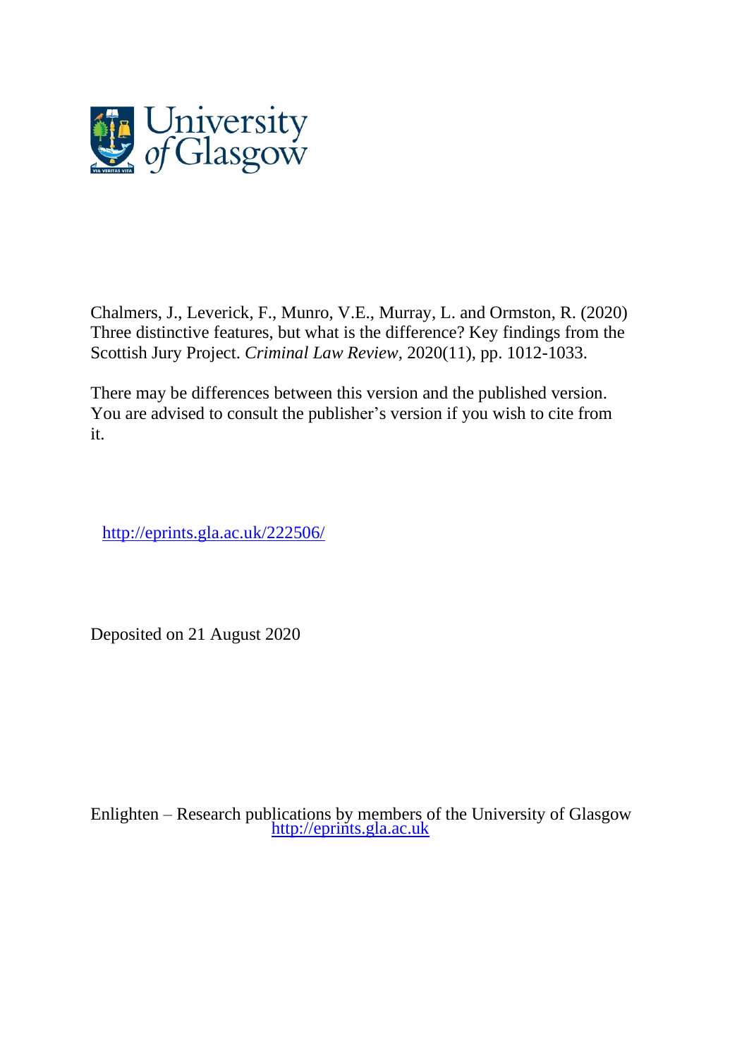Chalmers, J., Leverick, F., Munro, V.E., Murray, L. and Ormston, R. (2020) Three distinctive features, but what is the difference? Key findings from the Scottish Jury Project. *Criminal Law Review*, 2020(11), pp. 1012-1033.

There may be differences between this version and the published version. You are advised to consult the publisher's version if you wish to cite from it.

http://eprints.gla.ac.uk/222506/

Deposited on 21 August 2020

Enlighten – Research publications by members of the University of Glasgow
http://eprints.gla.ac.uk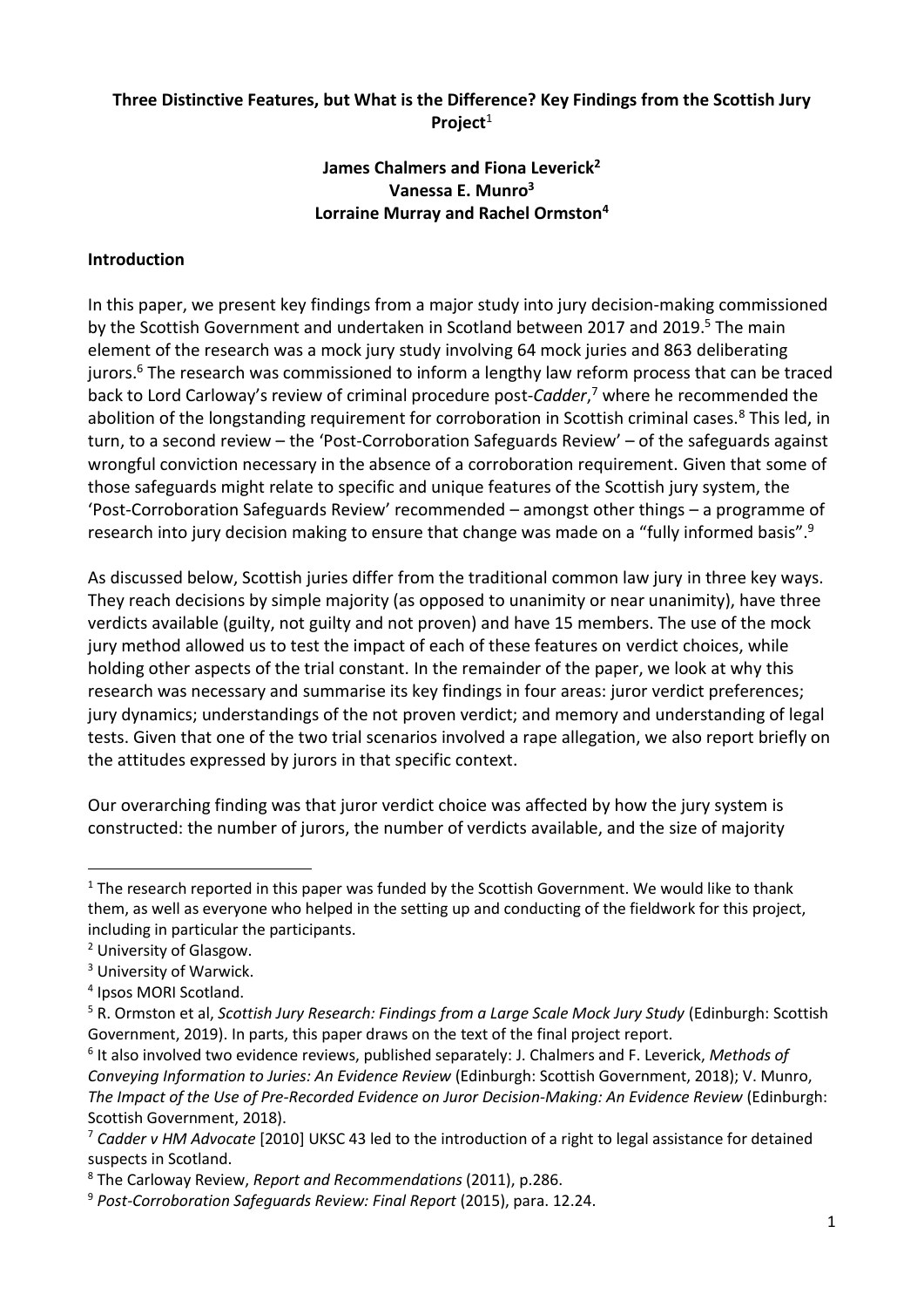**Three Distinctive Features, but What is the Difference? Key Findings from the Scottish Jury Project**[1]

**James Chalmers and Fiona Leverick**[2]
**Vanessa E. Munro**[3]
**Lorraine Murray and Rachel Ormston**[4]

## Introduction

In this paper, we present key findings from a major study into jury decision-making commissioned by the Scottish Government and undertaken in Scotland between 2017 and 2019.[5] The main element of the research was a mock jury study involving 64 mock juries and 863 deliberating jurors.[6] The research was commissioned to inform a lengthy law reform process that can be traced back to Lord Carloway's review of criminal procedure post-*Cadder*,[7] where he recommended the abolition of the longstanding requirement for corroboration in Scottish criminal cases.[8] This led, in turn, to a second review – the 'Post-Corroboration Safeguards Review' – of the safeguards against wrongful conviction necessary in the absence of a corroboration requirement. Given that some of those safeguards might relate to specific and unique features of the Scottish jury system, the 'Post-Corroboration Safeguards Review' recommended – amongst other things – a programme of research into jury decision making to ensure that change was made on a "fully informed basis".[9]

As discussed below, Scottish juries differ from the traditional common law jury in three key ways. They reach decisions by simple majority (as opposed to unanimity or near unanimity), have three verdicts available (guilty, not guilty and not proven) and have 15 members. The use of the mock jury method allowed us to test the impact of each of these features on verdict choices, while holding other aspects of the trial constant. In the remainder of the paper, we look at why this research was necessary and summarise its key findings in four areas: juror verdict preferences; jury dynamics; understandings of the not proven verdict; and memory and understanding of legal tests. Given that one of the two trial scenarios involved a rape allegation, we also report briefly on the attitudes expressed by jurors in that specific context.

Our overarching finding was that juror verdict choice was affected by how the jury system is constructed: the number of jurors, the number of verdicts available, and the size of majority

---

[1] The research reported in this paper was funded by the Scottish Government. We would like to thank them, as well as everyone who helped in the setting up and conducting of the fieldwork for this project, including in particular the participants.

[2] University of Glasgow.

[3] University of Warwick.

[4] Ipsos MORI Scotland.

[5] R. Ormston et al, *Scottish Jury Research: Findings from a Large Scale Mock Jury Study* (Edinburgh: Scottish Government, 2019). In parts, this paper draws on the text of the final project report.

[6] It also involved two evidence reviews, published separately: J. Chalmers and F. Leverick, *Methods of Conveying Information to Juries: An Evidence Review* (Edinburgh: Scottish Government, 2018); V. Munro, *The Impact of the Use of Pre-Recorded Evidence on Juror Decision-Making: An Evidence Review* (Edinburgh: Scottish Government, 2018).

[7] *Cadder v HM Advocate* [2010] UKSC 43 led to the introduction of a right to legal assistance for detained suspects in Scotland.

[8] The Carloway Review, *Report and Recommendations* (2011), p.286.

[9] *Post-Corroboration Safeguards Review: Final Report* (2015), para. 12.24.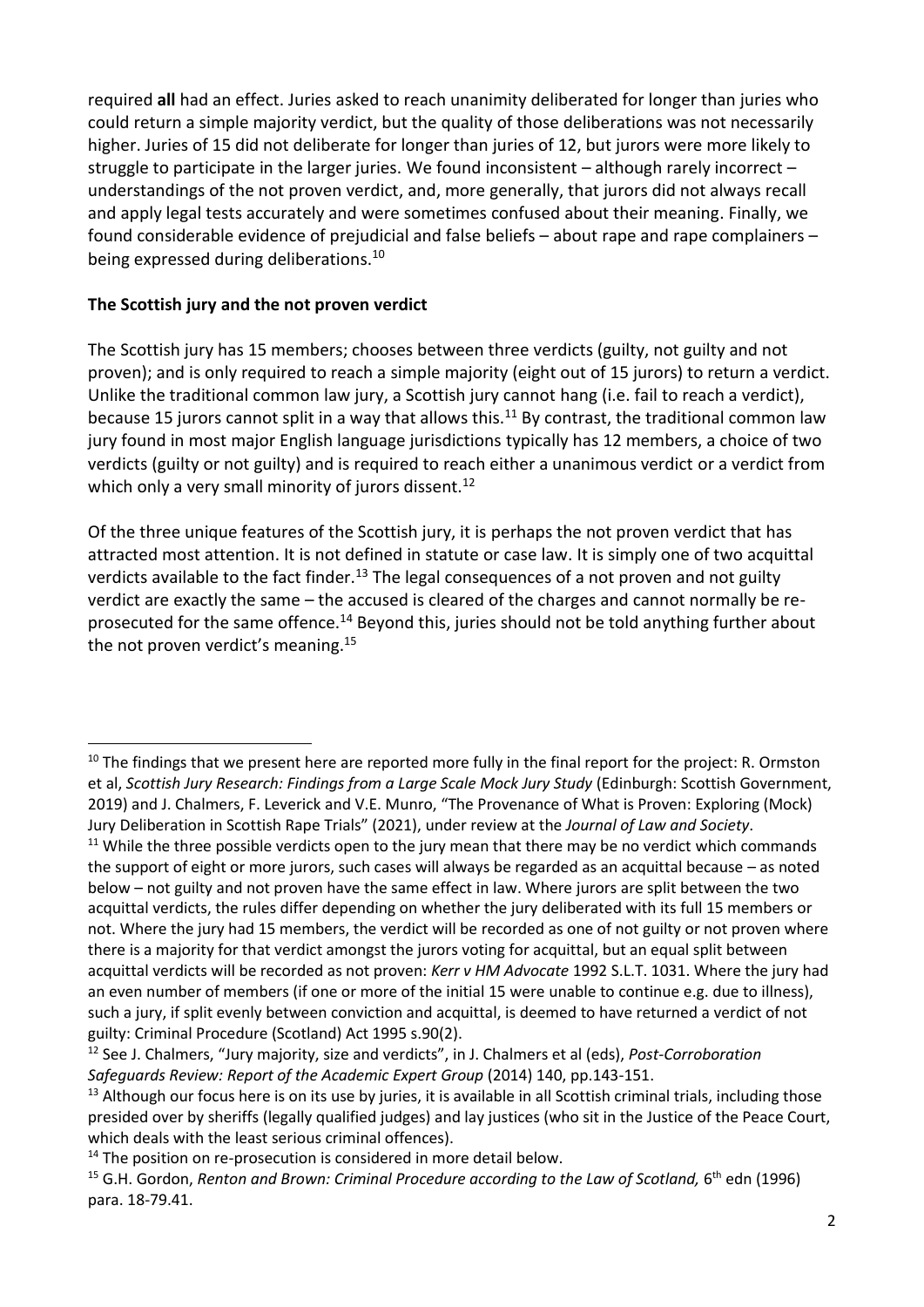required **all** had an effect. Juries asked to reach unanimity deliberated for longer than juries who could return a simple majority verdict, but the quality of those deliberations was not necessarily higher. Juries of 15 did not deliberate for longer than juries of 12, but jurors were more likely to struggle to participate in the larger juries. We found inconsistent – although rarely incorrect – understandings of the not proven verdict, and, more generally, that jurors did not always recall and apply legal tests accurately and were sometimes confused about their meaning. Finally, we found considerable evidence of prejudicial and false beliefs – about rape and rape complainers – being expressed during deliberations.[10]

**The Scottish jury and the not proven verdict**

The Scottish jury has 15 members; chooses between three verdicts (guilty, not guilty and not proven); and is only required to reach a simple majority (eight out of 15 jurors) to return a verdict. Unlike the traditional common law jury, a Scottish jury cannot hang (i.e. fail to reach a verdict), because 15 jurors cannot split in a way that allows this.[11] By contrast, the traditional common law jury found in most major English language jurisdictions typically has 12 members, a choice of two verdicts (guilty or not guilty) and is required to reach either a unanimous verdict or a verdict from which only a very small minority of jurors dissent.[12]

Of the three unique features of the Scottish jury, it is perhaps the not proven verdict that has attracted most attention. It is not defined in statute or case law. It is simply one of two acquittal verdicts available to the fact finder.[13] The legal consequences of a not proven and not guilty verdict are exactly the same – the accused is cleared of the charges and cannot normally be re-prosecuted for the same offence.[14] Beyond this, juries should not be told anything further about the not proven verdict's meaning.[15]

---

[10] The findings that we present here are reported more fully in the final report for the project: R. Ormston et al, *Scottish Jury Research: Findings from a Large Scale Mock Jury Study* (Edinburgh: Scottish Government, 2019) and J. Chalmers, F. Leverick and V.E. Munro, "The Provenance of What is Proven: Exploring (Mock) Jury Deliberation in Scottish Rape Trials" (2021), under review at the *Journal of Law and Society*.

[11] While the three possible verdicts open to the jury mean that there may be no verdict which commands the support of eight or more jurors, such cases will always be regarded as an acquittal because – as noted below – not guilty and not proven have the same effect in law. Where jurors are split between the two acquittal verdicts, the rules differ depending on whether the jury deliberated with its full 15 members or not. Where the jury had 15 members, the verdict will be recorded as one of not guilty or not proven where there is a majority for that verdict amongst the jurors voting for acquittal, but an equal split between acquittal verdicts will be recorded as not proven: *Kerr v HM Advocate* 1992 S.L.T. 1031. Where the jury had an even number of members (if one or more of the initial 15 were unable to continue e.g. due to illness), such a jury, if split evenly between conviction and acquittal, is deemed to have returned a verdict of not guilty: Criminal Procedure (Scotland) Act 1995 s.90(2).

[12] See J. Chalmers, "Jury majority, size and verdicts", in J. Chalmers et al (eds), *Post-Corroboration Safeguards Review: Report of the Academic Expert Group* (2014) 140, pp.143-151.

[13] Although our focus here is on its use by juries, it is available in all Scottish criminal trials, including those presided over by sheriffs (legally qualified judges) and lay justices (who sit in the Justice of the Peace Court, which deals with the least serious criminal offences).

[14] The position on re-prosecution is considered in more detail below.

[15] G.H. Gordon, *Renton and Brown: Criminal Procedure according to the Law of Scotland,* 6th edn (1996) para. 18-79.41.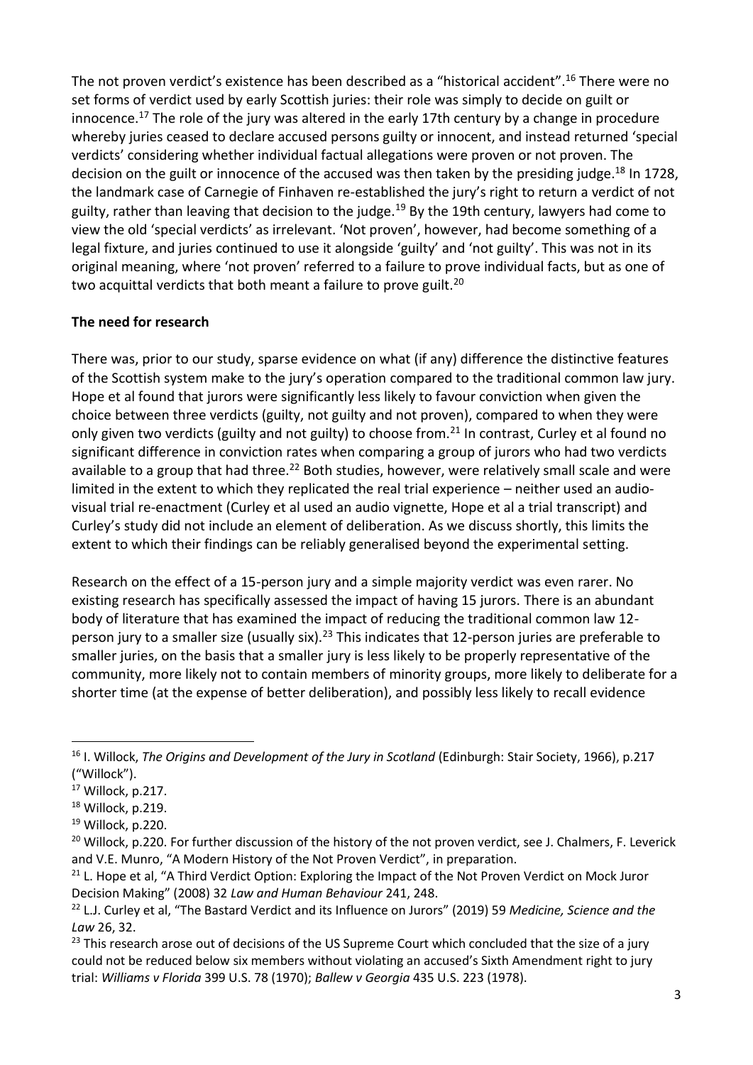The not proven verdict's existence has been described as a "historical accident".[16] There were no set forms of verdict used by early Scottish juries: their role was simply to decide on guilt or innocence.[17] The role of the jury was altered in the early 17th century by a change in procedure whereby juries ceased to declare accused persons guilty or innocent, and instead returned 'special verdicts' considering whether individual factual allegations were proven or not proven. The decision on the guilt or innocence of the accused was then taken by the presiding judge.[18] In 1728, the landmark case of Carnegie of Finhaven re-established the jury's right to return a verdict of not guilty, rather than leaving that decision to the judge.[19] By the 19th century, lawyers had come to view the old 'special verdicts' as irrelevant. 'Not proven', however, had become something of a legal fixture, and juries continued to use it alongside 'guilty' and 'not guilty'. This was not in its original meaning, where 'not proven' referred to a failure to prove individual facts, but as one of two acquittal verdicts that both meant a failure to prove guilt.[20]

**The need for research**

There was, prior to our study, sparse evidence on what (if any) difference the distinctive features of the Scottish system make to the jury's operation compared to the traditional common law jury. Hope et al found that jurors were significantly less likely to favour conviction when given the choice between three verdicts (guilty, not guilty and not proven), compared to when they were only given two verdicts (guilty and not guilty) to choose from.[21] In contrast, Curley et al found no significant difference in conviction rates when comparing a group of jurors who had two verdicts available to a group that had three.[22] Both studies, however, were relatively small scale and were limited in the extent to which they replicated the real trial experience – neither used an audio-visual trial re-enactment (Curley et al used an audio vignette, Hope et al a trial transcript) and Curley's study did not include an element of deliberation. As we discuss shortly, this limits the extent to which their findings can be reliably generalised beyond the experimental setting.

Research on the effect of a 15-person jury and a simple majority verdict was even rarer. No existing research has specifically assessed the impact of having 15 jurors. There is an abundant body of literature that has examined the impact of reducing the traditional common law 12-person jury to a smaller size (usually six).[23] This indicates that 12-person juries are preferable to smaller juries, on the basis that a smaller jury is less likely to be properly representative of the community, more likely not to contain members of minority groups, more likely to deliberate for a shorter time (at the expense of better deliberation), and possibly less likely to recall evidence

---

[16] I. Willock, *The Origins and Development of the Jury in Scotland* (Edinburgh: Stair Society, 1966), p.217 ("Willock").

[17] Willock, p.217.

[18] Willock, p.219.

[19] Willock, p.220.

[20] Willock, p.220. For further discussion of the history of the not proven verdict, see J. Chalmers, F. Leverick and V.E. Munro, "A Modern History of the Not Proven Verdict", in preparation.

[21] L. Hope et al, "A Third Verdict Option: Exploring the Impact of the Not Proven Verdict on Mock Juror Decision Making" (2008) 32 *Law and Human Behaviour* 241, 248.

[22] L.J. Curley et al, "The Bastard Verdict and its Influence on Jurors" (2019) 59 *Medicine, Science and the Law* 26, 32.

[23] This research arose out of decisions of the US Supreme Court which concluded that the size of a jury could not be reduced below six members without violating an accused's Sixth Amendment right to jury trial: *Williams v Florida* 399 U.S. 78 (1970); *Ballew v Georgia* 435 U.S. 223 (1978).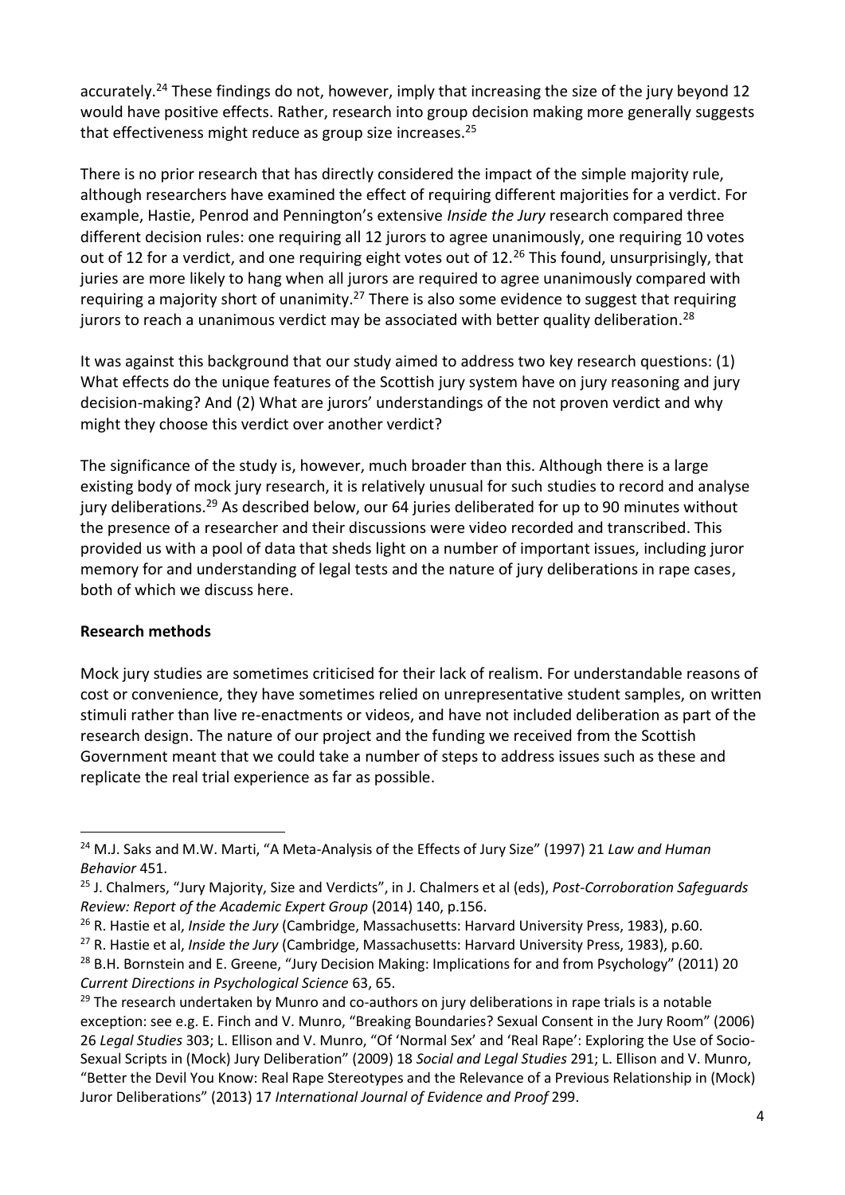accurately.[24] These findings do not, however, imply that increasing the size of the jury beyond 12 would have positive effects. Rather, research into group decision making more generally suggests that effectiveness might reduce as group size increases.[25]

There is no prior research that has directly considered the impact of the simple majority rule, although researchers have examined the effect of requiring different majorities for a verdict. For example, Hastie, Penrod and Pennington's extensive *Inside the Jury* research compared three different decision rules: one requiring all 12 jurors to agree unanimously, one requiring 10 votes out of 12 for a verdict, and one requiring eight votes out of 12.[26] This found, unsurprisingly, that juries are more likely to hang when all jurors are required to agree unanimously compared with requiring a majority short of unanimity.[27] There is also some evidence to suggest that requiring jurors to reach a unanimous verdict may be associated with better quality deliberation.[28]

It was against this background that our study aimed to address two key research questions: (1) What effects do the unique features of the Scottish jury system have on jury reasoning and jury decision-making? And (2) What are jurors' understandings of the not proven verdict and why might they choose this verdict over another verdict?

The significance of the study is, however, much broader than this. Although there is a large existing body of mock jury research, it is relatively unusual for such studies to record and analyse jury deliberations.[29] As described below, our 64 juries deliberated for up to 90 minutes without the presence of a researcher and their discussions were video recorded and transcribed. This provided us with a pool of data that sheds light on a number of important issues, including juror memory for and understanding of legal tests and the nature of jury deliberations in rape cases, both of which we discuss here.

**Research methods**

Mock jury studies are sometimes criticised for their lack of realism. For understandable reasons of cost or convenience, they have sometimes relied on unrepresentative student samples, on written stimuli rather than live re-enactments or videos, and have not included deliberation as part of the research design. The nature of our project and the funding we received from the Scottish Government meant that we could take a number of steps to address issues such as these and replicate the real trial experience as far as possible.

---

[24] M.J. Saks and M.W. Marti, "A Meta-Analysis of the Effects of Jury Size" (1997) 21 *Law and Human Behavior* 451.

[25] J. Chalmers, "Jury Majority, Size and Verdicts", in J. Chalmers et al (eds), *Post-Corroboration Safeguards Review: Report of the Academic Expert Group* (2014) 140, p.156.

[26] R. Hastie et al, *Inside the Jury* (Cambridge, Massachusetts: Harvard University Press, 1983), p.60.

[27] R. Hastie et al, *Inside the Jury* (Cambridge, Massachusetts: Harvard University Press, 1983), p.60.

[28] B.H. Bornstein and E. Greene, "Jury Decision Making: Implications for and from Psychology" (2011) 20 *Current Directions in Psychological Science* 63, 65.

[29] The research undertaken by Munro and co-authors on jury deliberations in rape trials is a notable exception: see e.g. E. Finch and V. Munro, "Breaking Boundaries? Sexual Consent in the Jury Room" (2006) 26 *Legal Studies* 303; L. Ellison and V. Munro, "Of 'Normal Sex' and 'Real Rape': Exploring the Use of Socio-Sexual Scripts in (Mock) Jury Deliberation" (2009) 18 *Social and Legal Studies* 291; L. Ellison and V. Munro, "Better the Devil You Know: Real Rape Stereotypes and the Relevance of a Previous Relationship in (Mock) Juror Deliberations" (2013) 17 *International Journal of Evidence and Proof* 299.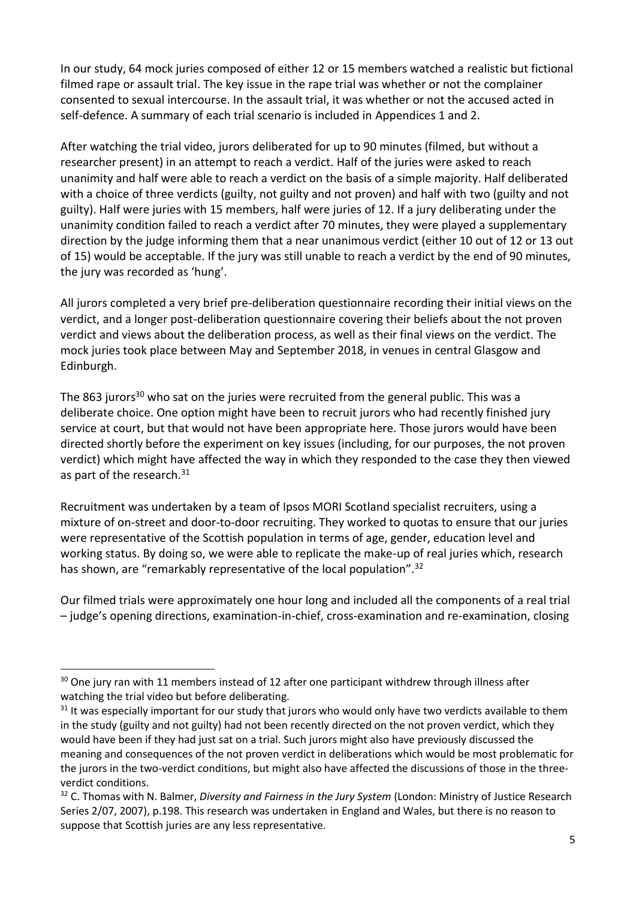In our study, 64 mock juries composed of either 12 or 15 members watched a realistic but fictional filmed rape or assault trial. The key issue in the rape trial was whether or not the complainer consented to sexual intercourse. In the assault trial, it was whether or not the accused acted in self-defence. A summary of each trial scenario is included in Appendices 1 and 2.

After watching the trial video, jurors deliberated for up to 90 minutes (filmed, but without a researcher present) in an attempt to reach a verdict. Half of the juries were asked to reach unanimity and half were able to reach a verdict on the basis of a simple majority. Half deliberated with a choice of three verdicts (guilty, not guilty and not proven) and half with two (guilty and not guilty). Half were juries with 15 members, half were juries of 12. If a jury deliberating under the unanimity condition failed to reach a verdict after 70 minutes, they were played a supplementary direction by the judge informing them that a near unanimous verdict (either 10 out of 12 or 13 out of 15) would be acceptable. If the jury was still unable to reach a verdict by the end of 90 minutes, the jury was recorded as 'hung'.

All jurors completed a very brief pre-deliberation questionnaire recording their initial views on the verdict, and a longer post-deliberation questionnaire covering their beliefs about the not proven verdict and views about the deliberation process, as well as their final views on the verdict. The mock juries took place between May and September 2018, in venues in central Glasgow and Edinburgh.

The 863 jurors[30] who sat on the juries were recruited from the general public. This was a deliberate choice. One option might have been to recruit jurors who had recently finished jury service at court, but that would not have been appropriate here. Those jurors would have been directed shortly before the experiment on key issues (including, for our purposes, the not proven verdict) which might have affected the way in which they responded to the case they then viewed as part of the research.[31]

Recruitment was undertaken by a team of Ipsos MORI Scotland specialist recruiters, using a mixture of on-street and door-to-door recruiting. They worked to quotas to ensure that our juries were representative of the Scottish population in terms of age, gender, education level and working status. By doing so, we were able to replicate the make-up of real juries which, research has shown, are "remarkably representative of the local population".[32]

Our filmed trials were approximately one hour long and included all the components of a real trial – judge's opening directions, examination-in-chief, cross-examination and re-examination, closing

---

[30] One jury ran with 11 members instead of 12 after one participant withdrew through illness after watching the trial video but before deliberating.

[31] It was especially important for our study that jurors who would only have two verdicts available to them in the study (guilty and not guilty) had not been recently directed on the not proven verdict, which they would have been if they had just sat on a trial. Such jurors might also have previously discussed the meaning and consequences of the not proven verdict in deliberations which would be most problematic for the jurors in the two-verdict conditions, but might also have affected the discussions of those in the three-verdict conditions.

[32] C. Thomas with N. Balmer, *Diversity and Fairness in the Jury System* (London: Ministry of Justice Research Series 2/07, 2007), p.198. This research was undertaken in England and Wales, but there is no reason to suppose that Scottish juries are any less representative.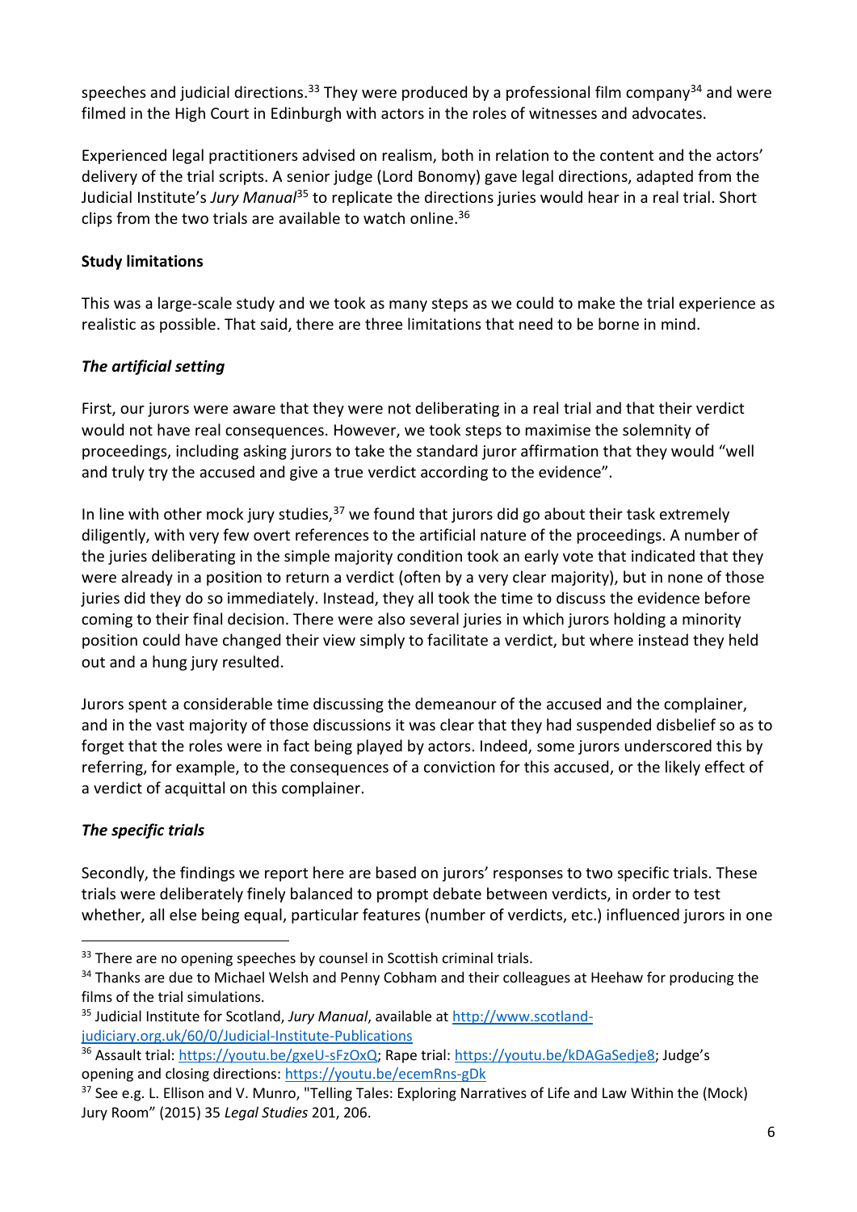speeches and judicial directions.[33] They were produced by a professional film company[34] and were filmed in the High Court in Edinburgh with actors in the roles of witnesses and advocates.

Experienced legal practitioners advised on realism, both in relation to the content and the actors' delivery of the trial scripts. A senior judge (Lord Bonomy) gave legal directions, adapted from the Judicial Institute's *Jury Manual*[35] to replicate the directions juries would hear in a real trial. Short clips from the two trials are available to watch online.[36]

**Study limitations**

This was a large-scale study and we took as many steps as we could to make the trial experience as realistic as possible. That said, there are three limitations that need to be borne in mind.

***The artificial setting***

First, our jurors were aware that they were not deliberating in a real trial and that their verdict would not have real consequences. However, we took steps to maximise the solemnity of proceedings, including asking jurors to take the standard juror affirmation that they would "well and truly try the accused and give a true verdict according to the evidence".

In line with other mock jury studies,[37] we found that jurors did go about their task extremely diligently, with very few overt references to the artificial nature of the proceedings. A number of the juries deliberating in the simple majority condition took an early vote that indicated that they were already in a position to return a verdict (often by a very clear majority), but in none of those juries did they do so immediately. Instead, they all took the time to discuss the evidence before coming to their final decision. There were also several juries in which jurors holding a minority position could have changed their view simply to facilitate a verdict, but where instead they held out and a hung jury resulted.

Jurors spent a considerable time discussing the demeanour of the accused and the complainer, and in the vast majority of those discussions it was clear that they had suspended disbelief so as to forget that the roles were in fact being played by actors. Indeed, some jurors underscored this by referring, for example, to the consequences of a conviction for this accused, or the likely effect of a verdict of acquittal on this complainer.

***The specific trials***

Secondly, the findings we report here are based on jurors' responses to two specific trials. These trials were deliberately finely balanced to prompt debate between verdicts, in order to test whether, all else being equal, particular features (number of verdicts, etc.) influenced jurors in one

---

[33] There are no opening speeches by counsel in Scottish criminal trials.

[34] Thanks are due to Michael Welsh and Penny Cobham and their colleagues at Heehaw for producing the films of the trial simulations.

[35] Judicial Institute for Scotland, *Jury Manual*, available at http://www.scotland-judiciary.org.uk/60/0/Judicial-Institute-Publications

[36] Assault trial: https://youtu.be/gxeU-sFzOxQ; Rape trial: https://youtu.be/kDAGaSedje8; Judge's opening and closing directions: https://youtu.be/ecemRns-gDk

[37] See e.g. L. Ellison and V. Munro, "Telling Tales: Exploring Narratives of Life and Law Within the (Mock) Jury Room" (2015) 35 *Legal Studies* 201, 206.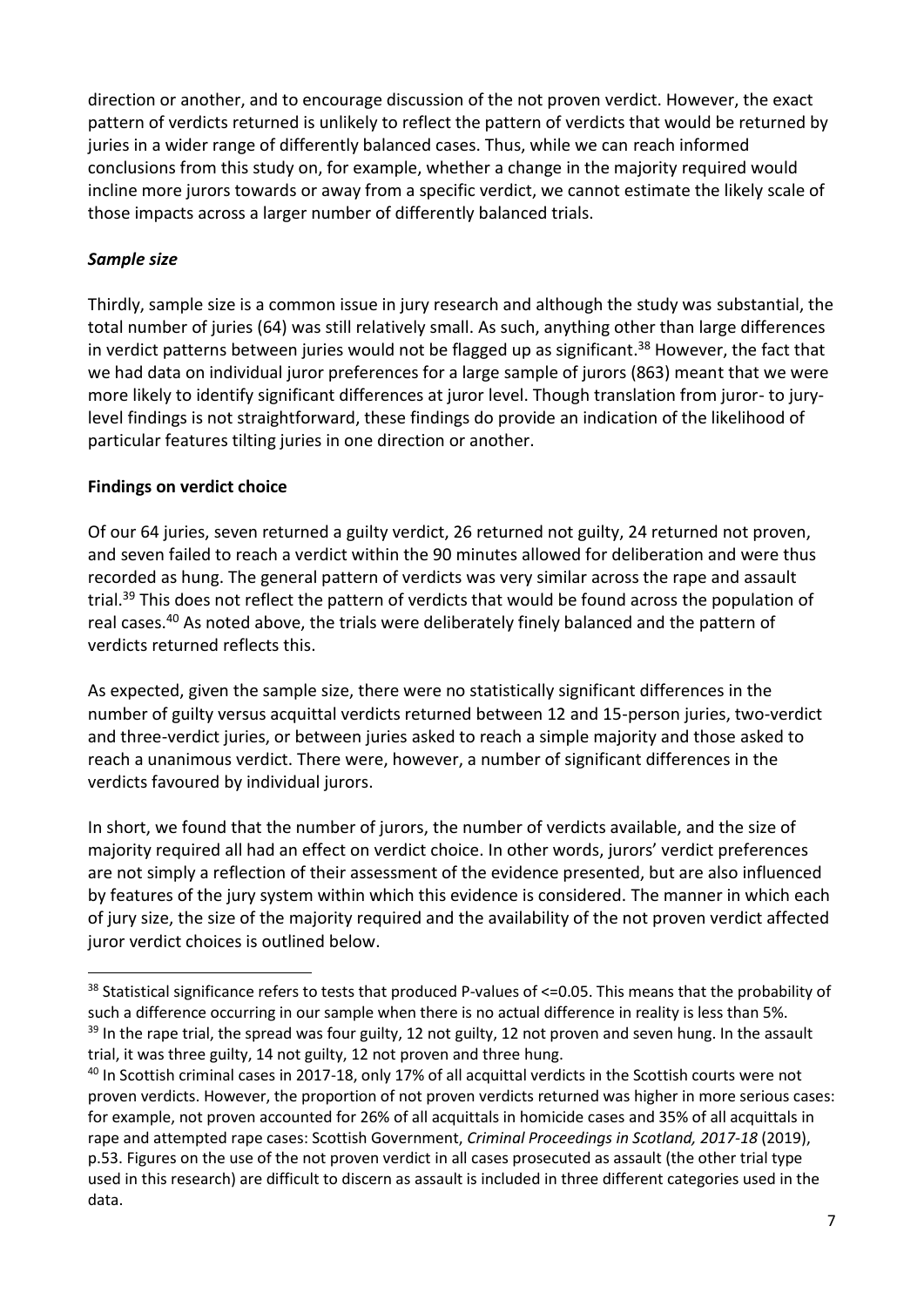direction or another, and to encourage discussion of the not proven verdict. However, the exact pattern of verdicts returned is unlikely to reflect the pattern of verdicts that would be returned by juries in a wider range of differently balanced cases. Thus, while we can reach informed conclusions from this study on, for example, whether a change in the majority required would incline more jurors towards or away from a specific verdict, we cannot estimate the likely scale of those impacts across a larger number of differently balanced trials.

### *Sample size*

Thirdly, sample size is a common issue in jury research and although the study was substantial, the total number of juries (64) was still relatively small. As such, anything other than large differences in verdict patterns between juries would not be flagged up as significant.[38] However, the fact that we had data on individual juror preferences for a large sample of jurors (863) meant that we were more likely to identify significant differences at juror level. Though translation from juror- to jury-level findings is not straightforward, these findings do provide an indication of the likelihood of particular features tilting juries in one direction or another.

## **Findings on verdict choice**

Of our 64 juries, seven returned a guilty verdict, 26 returned not guilty, 24 returned not proven, and seven failed to reach a verdict within the 90 minutes allowed for deliberation and were thus recorded as hung. The general pattern of verdicts was very similar across the rape and assault trial.[39] This does not reflect the pattern of verdicts that would be found across the population of real cases.[40] As noted above, the trials were deliberately finely balanced and the pattern of verdicts returned reflects this.

As expected, given the sample size, there were no statistically significant differences in the number of guilty versus acquittal verdicts returned between 12 and 15-person juries, two-verdict and three-verdict juries, or between juries asked to reach a simple majority and those asked to reach a unanimous verdict. There were, however, a number of significant differences in the verdicts favoured by individual jurors.

In short, we found that the number of jurors, the number of verdicts available, and the size of majority required all had an effect on verdict choice. In other words, jurors' verdict preferences are not simply a reflection of their assessment of the evidence presented, but are also influenced by features of the jury system within which this evidence is considered. The manner in which each of jury size, the size of the majority required and the availability of the not proven verdict affected juror verdict choices is outlined below.

---

[38] Statistical significance refers to tests that produced P-values of <=0.05. This means that the probability of such a difference occurring in our sample when there is no actual difference in reality is less than 5%.

[39] In the rape trial, the spread was four guilty, 12 not guilty, 12 not proven and seven hung. In the assault trial, it was three guilty, 14 not guilty, 12 not proven and three hung.

[40] In Scottish criminal cases in 2017-18, only 17% of all acquittal verdicts in the Scottish courts were not proven verdicts. However, the proportion of not proven verdicts returned was higher in more serious cases: for example, not proven accounted for 26% of all acquittals in homicide cases and 35% of all acquittals in rape and attempted rape cases: Scottish Government, *Criminal Proceedings in Scotland, 2017-18* (2019), p.53. Figures on the use of the not proven verdict in all cases prosecuted as assault (the other trial type used in this research) are difficult to discern as assault is included in three different categories used in the data.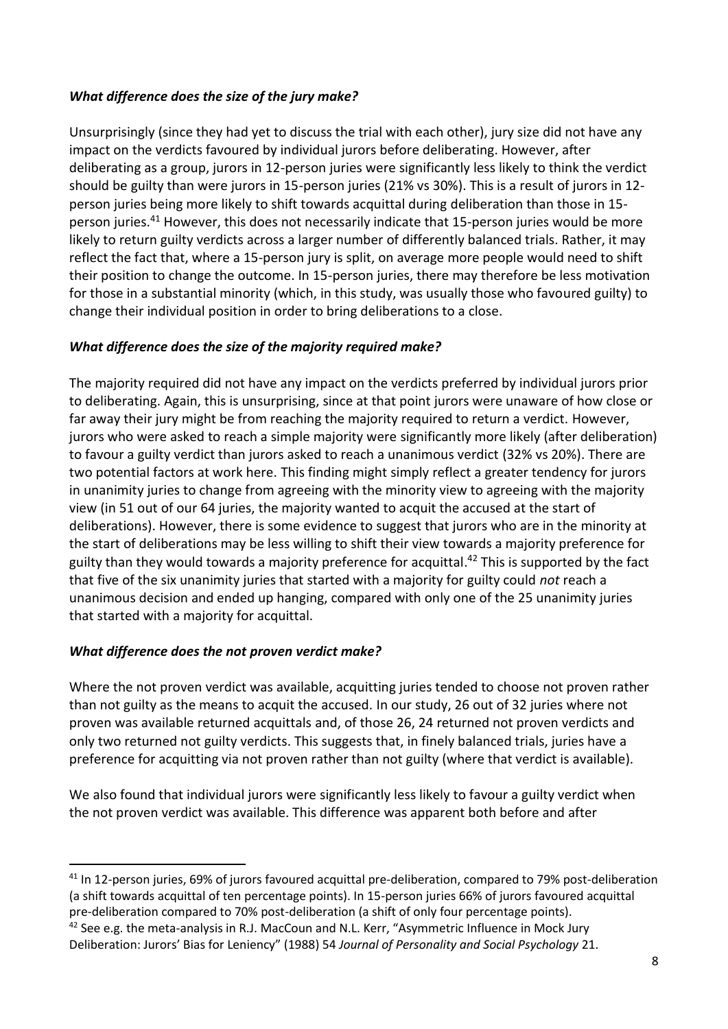### *What difference does the size of the jury make?*

Unsurprisingly (since they had yet to discuss the trial with each other), jury size did not have any impact on the verdicts favoured by individual jurors before deliberating. However, after deliberating as a group, jurors in 12-person juries were significantly less likely to think the verdict should be guilty than were jurors in 15-person juries (21% vs 30%). This is a result of jurors in 12-person juries being more likely to shift towards acquittal during deliberation than those in 15-person juries.[41] However, this does not necessarily indicate that 15-person juries would be more likely to return guilty verdicts across a larger number of differently balanced trials. Rather, it may reflect the fact that, where a 15-person jury is split, on average more people would need to shift their position to change the outcome. In 15-person juries, there may therefore be less motivation for those in a substantial minority (which, in this study, was usually those who favoured guilty) to change their individual position in order to bring deliberations to a close.

### *What difference does the size of the majority required make?*

The majority required did not have any impact on the verdicts preferred by individual jurors prior to deliberating. Again, this is unsurprising, since at that point jurors were unaware of how close or far away their jury might be from reaching the majority required to return a verdict. However, jurors who were asked to reach a simple majority were significantly more likely (after deliberation) to favour a guilty verdict than jurors asked to reach a unanimous verdict (32% vs 20%). There are two potential factors at work here. This finding might simply reflect a greater tendency for jurors in unanimity juries to change from agreeing with the minority view to agreeing with the majority view (in 51 out of our 64 juries, the majority wanted to acquit the accused at the start of deliberations). However, there is some evidence to suggest that jurors who are in the minority at the start of deliberations may be less willing to shift their view towards a majority preference for guilty than they would towards a majority preference for acquittal.[42] This is supported by the fact that five of the six unanimity juries that started with a majority for guilty could *not* reach a unanimous decision and ended up hanging, compared with only one of the 25 unanimity juries that started with a majority for acquittal.

### *What difference does the not proven verdict make?*

Where the not proven verdict was available, acquitting juries tended to choose not proven rather than not guilty as the means to acquit the accused. In our study, 26 out of 32 juries where not proven was available returned acquittals and, of those 26, 24 returned not proven verdicts and only two returned not guilty verdicts. This suggests that, in finely balanced trials, juries have a preference for acquitting via not proven rather than not guilty (where that verdict is available).

We also found that individual jurors were significantly less likely to favour a guilty verdict when the not proven verdict was available. This difference was apparent both before and after

---

[41] In 12-person juries, 69% of jurors favoured acquittal pre-deliberation, compared to 79% post-deliberation (a shift towards acquittal of ten percentage points). In 15-person juries 66% of jurors favoured acquittal pre-deliberation compared to 70% post-deliberation (a shift of only four percentage points).

[42] See e.g. the meta-analysis in R.J. MacCoun and N.L. Kerr, "Asymmetric Influence in Mock Jury Deliberation: Jurors' Bias for Leniency" (1988) 54 *Journal of Personality and Social Psychology* 21.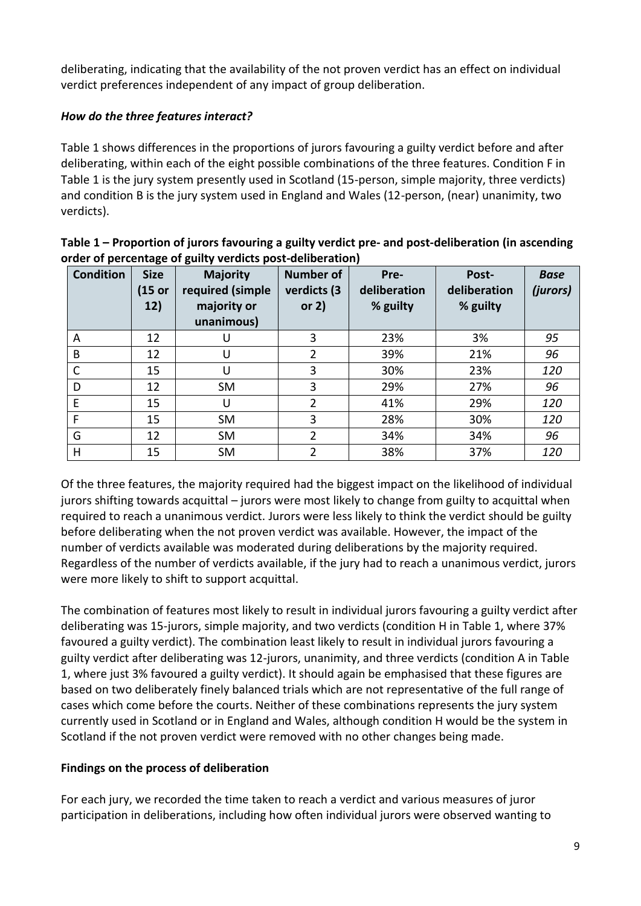deliberating, indicating that the availability of the not proven verdict has an effect on individual verdict preferences independent of any impact of group deliberation.

### *How do the three features interact?*

Table 1 shows differences in the proportions of jurors favouring a guilty verdict before and after deliberating, within each of the eight possible combinations of the three features. Condition F in Table 1 is the jury system presently used in Scotland (15-person, simple majority, three verdicts) and condition B is the jury system used in England and Wales (12-person, (near) unanimity, two verdicts).

**Table 1 – Proportion of jurors favouring a guilty verdict pre- and post-deliberation (in ascending order of percentage of guilty verdicts post-deliberation)**

| Condition | Size (15 or 12) | Majority required (simple majority or unanimous) | Number of verdicts (3 or 2) | Pre-deliberation % guilty | Post-deliberation % guilty | *Base (jurors)* |
|---|---|---|---|---|---|---|
| A | 12 | U | 3 | 23% | 3% | *95* |
| B | 12 | U | 2 | 39% | 21% | *96* |
| C | 15 | U | 3 | 30% | 23% | *120* |
| D | 12 | SM | 3 | 29% | 27% | *96* |
| E | 15 | U | 2 | 41% | 29% | *120* |
| F | 15 | SM | 3 | 28% | 30% | *120* |
| G | 12 | SM | 2 | 34% | 34% | *96* |
| H | 15 | SM | 2 | 38% | 37% | *120* |

Of the three features, the majority required had the biggest impact on the likelihood of individual jurors shifting towards acquittal – jurors were most likely to change from guilty to acquittal when required to reach a unanimous verdict. Jurors were less likely to think the verdict should be guilty before deliberating when the not proven verdict was available. However, the impact of the number of verdicts available was moderated during deliberations by the majority required. Regardless of the number of verdicts available, if the jury had to reach a unanimous verdict, jurors were more likely to shift to support acquittal.

The combination of features most likely to result in individual jurors favouring a guilty verdict after deliberating was 15-jurors, simple majority, and two verdicts (condition H in Table 1, where 37% favoured a guilty verdict). The combination least likely to result in individual jurors favouring a guilty verdict after deliberating was 12-jurors, unanimity, and three verdicts (condition A in Table 1, where just 3% favoured a guilty verdict). It should again be emphasised that these figures are based on two deliberately finely balanced trials which are not representative of the full range of cases which come before the courts. Neither of these combinations represents the jury system currently used in Scotland or in England and Wales, although condition H would be the system in Scotland if the not proven verdict were removed with no other changes being made.

## Findings on the process of deliberation

For each jury, we recorded the time taken to reach a verdict and various measures of juror participation in deliberations, including how often individual jurors were observed wanting to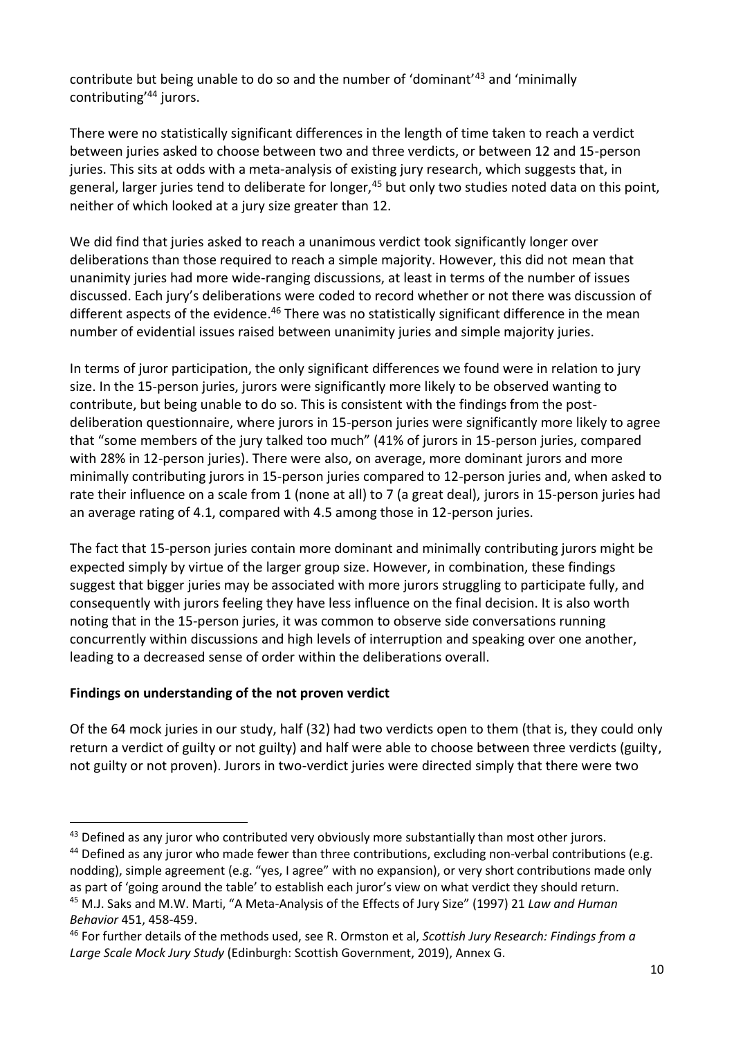contribute but being unable to do so and the number of 'dominant'[43] and 'minimally contributing'[44] jurors.

There were no statistically significant differences in the length of time taken to reach a verdict between juries asked to choose between two and three verdicts, or between 12 and 15-person juries. This sits at odds with a meta-analysis of existing jury research, which suggests that, in general, larger juries tend to deliberate for longer,[45] but only two studies noted data on this point, neither of which looked at a jury size greater than 12.

We did find that juries asked to reach a unanimous verdict took significantly longer over deliberations than those required to reach a simple majority. However, this did not mean that unanimity juries had more wide-ranging discussions, at least in terms of the number of issues discussed. Each jury's deliberations were coded to record whether or not there was discussion of different aspects of the evidence.[46] There was no statistically significant difference in the mean number of evidential issues raised between unanimity juries and simple majority juries.

In terms of juror participation, the only significant differences we found were in relation to jury size. In the 15-person juries, jurors were significantly more likely to be observed wanting to contribute, but being unable to do so. This is consistent with the findings from the post-deliberation questionnaire, where jurors in 15-person juries were significantly more likely to agree that "some members of the jury talked too much" (41% of jurors in 15-person juries, compared with 28% in 12-person juries). There were also, on average, more dominant jurors and more minimally contributing jurors in 15-person juries compared to 12-person juries and, when asked to rate their influence on a scale from 1 (none at all) to 7 (a great deal), jurors in 15-person juries had an average rating of 4.1, compared with 4.5 among those in 12-person juries.

The fact that 15-person juries contain more dominant and minimally contributing jurors might be expected simply by virtue of the larger group size. However, in combination, these findings suggest that bigger juries may be associated with more jurors struggling to participate fully, and consequently with jurors feeling they have less influence on the final decision. It is also worth noting that in the 15-person juries, it was common to observe side conversations running concurrently within discussions and high levels of interruption and speaking over one another, leading to a decreased sense of order within the deliberations overall.

**Findings on understanding of the not proven verdict**

Of the 64 mock juries in our study, half (32) had two verdicts open to them (that is, they could only return a verdict of guilty or not guilty) and half were able to choose between three verdicts (guilty, not guilty or not proven). Jurors in two-verdict juries were directed simply that there were two

---

[43] Defined as any juror who contributed very obviously more substantially than most other jurors.

[44] Defined as any juror who made fewer than three contributions, excluding non-verbal contributions (e.g. nodding), simple agreement (e.g. "yes, I agree" with no expansion), or very short contributions made only as part of 'going around the table' to establish each juror's view on what verdict they should return.

[45] M.J. Saks and M.W. Marti, "A Meta-Analysis of the Effects of Jury Size" (1997) 21 *Law and Human Behavior* 451, 458-459.

[46] For further details of the methods used, see R. Ormston et al, *Scottish Jury Research: Findings from a Large Scale Mock Jury Study* (Edinburgh: Scottish Government, 2019), Annex G.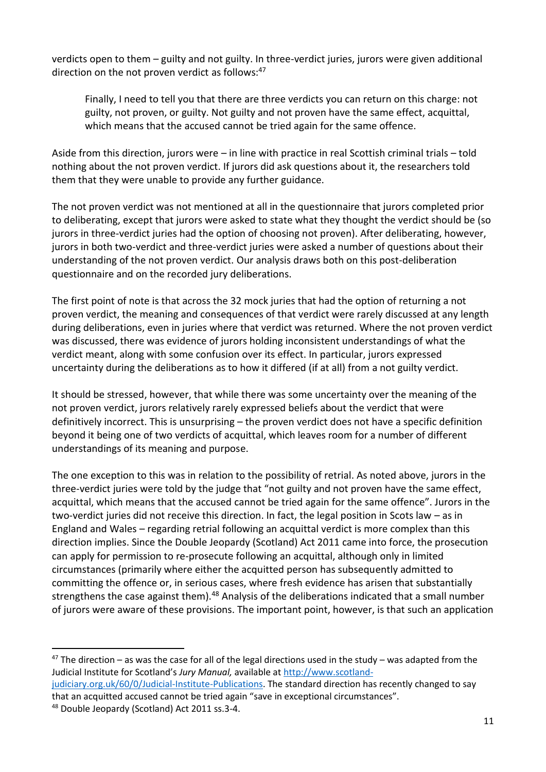verdicts open to them – guilty and not guilty. In three-verdict juries, jurors were given additional direction on the not proven verdict as follows:[47]

> Finally, I need to tell you that there are three verdicts you can return on this charge: not guilty, not proven, or guilty. Not guilty and not proven have the same effect, acquittal, which means that the accused cannot be tried again for the same offence.

Aside from this direction, jurors were – in line with practice in real Scottish criminal trials – told nothing about the not proven verdict. If jurors did ask questions about it, the researchers told them that they were unable to provide any further guidance.

The not proven verdict was not mentioned at all in the questionnaire that jurors completed prior to deliberating, except that jurors were asked to state what they thought the verdict should be (so jurors in three-verdict juries had the option of choosing not proven). After deliberating, however, jurors in both two-verdict and three-verdict juries were asked a number of questions about their understanding of the not proven verdict. Our analysis draws both on this post-deliberation questionnaire and on the recorded jury deliberations.

The first point of note is that across the 32 mock juries that had the option of returning a not proven verdict, the meaning and consequences of that verdict were rarely discussed at any length during deliberations, even in juries where that verdict was returned. Where the not proven verdict was discussed, there was evidence of jurors holding inconsistent understandings of what the verdict meant, along with some confusion over its effect. In particular, jurors expressed uncertainty during the deliberations as to how it differed (if at all) from a not guilty verdict.

It should be stressed, however, that while there was some uncertainty over the meaning of the not proven verdict, jurors relatively rarely expressed beliefs about the verdict that were definitively incorrect. This is unsurprising – the proven verdict does not have a specific definition beyond it being one of two verdicts of acquittal, which leaves room for a number of different understandings of its meaning and purpose.

The one exception to this was in relation to the possibility of retrial. As noted above, jurors in the three-verdict juries were told by the judge that "not guilty and not proven have the same effect, acquittal, which means that the accused cannot be tried again for the same offence". Jurors in the two-verdict juries did not receive this direction. In fact, the legal position in Scots law – as in England and Wales – regarding retrial following an acquittal verdict is more complex than this direction implies. Since the Double Jeopardy (Scotland) Act 2011 came into force, the prosecution can apply for permission to re-prosecute following an acquittal, although only in limited circumstances (primarily where either the acquitted person has subsequently admitted to committing the offence or, in serious cases, where fresh evidence has arisen that substantially strengthens the case against them).[48] Analysis of the deliberations indicated that a small number of jurors were aware of these provisions. The important point, however, is that such an application

---

[47] The direction – as was the case for all of the legal directions used in the study – was adapted from the Judicial Institute for Scotland's *Jury Manual,* available at http://www.scotland-judiciary.org.uk/60/0/Judicial-Institute-Publications. The standard direction has recently changed to say that an acquitted accused cannot be tried again "save in exceptional circumstances".

[48] Double Jeopardy (Scotland) Act 2011 ss.3-4.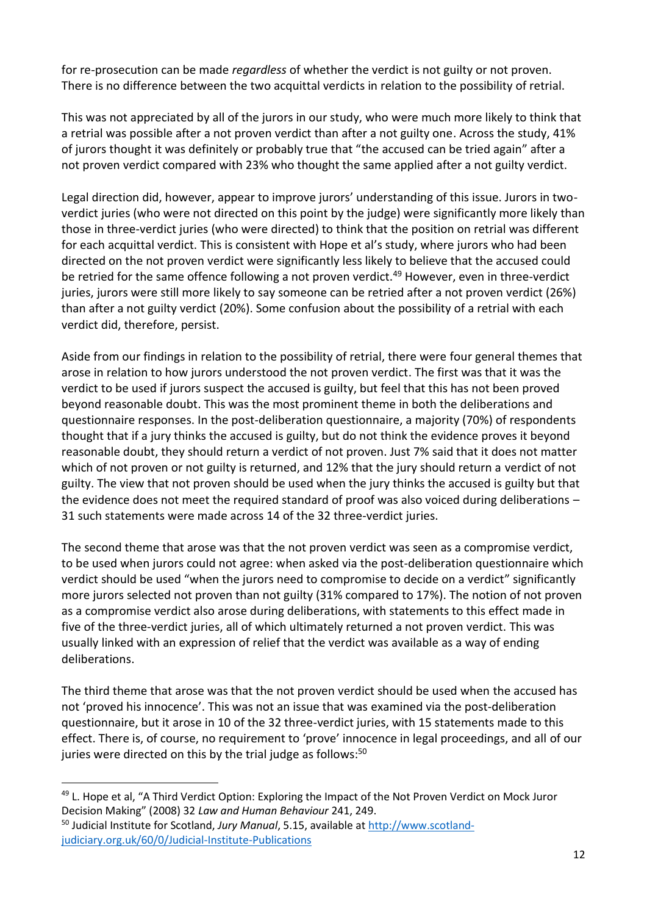for re-prosecution can be made *regardless* of whether the verdict is not guilty or not proven. There is no difference between the two acquittal verdicts in relation to the possibility of retrial.

This was not appreciated by all of the jurors in our study, who were much more likely to think that a retrial was possible after a not proven verdict than after a not guilty one. Across the study, 41% of jurors thought it was definitely or probably true that "the accused can be tried again" after a not proven verdict compared with 23% who thought the same applied after a not guilty verdict.

Legal direction did, however, appear to improve jurors' understanding of this issue. Jurors in two-verdict juries (who were not directed on this point by the judge) were significantly more likely than those in three-verdict juries (who were directed) to think that the position on retrial was different for each acquittal verdict. This is consistent with Hope et al's study, where jurors who had been directed on the not proven verdict were significantly less likely to believe that the accused could be retried for the same offence following a not proven verdict.[49] However, even in three-verdict juries, jurors were still more likely to say someone can be retried after a not proven verdict (26%) than after a not guilty verdict (20%). Some confusion about the possibility of a retrial with each verdict did, therefore, persist.

Aside from our findings in relation to the possibility of retrial, there were four general themes that arose in relation to how jurors understood the not proven verdict. The first was that it was the verdict to be used if jurors suspect the accused is guilty, but feel that this has not been proved beyond reasonable doubt. This was the most prominent theme in both the deliberations and questionnaire responses. In the post-deliberation questionnaire, a majority (70%) of respondents thought that if a jury thinks the accused is guilty, but do not think the evidence proves it beyond reasonable doubt, they should return a verdict of not proven. Just 7% said that it does not matter which of not proven or not guilty is returned, and 12% that the jury should return a verdict of not guilty. The view that not proven should be used when the jury thinks the accused is guilty but that the evidence does not meet the required standard of proof was also voiced during deliberations – 31 such statements were made across 14 of the 32 three-verdict juries.

The second theme that arose was that the not proven verdict was seen as a compromise verdict, to be used when jurors could not agree: when asked via the post-deliberation questionnaire which verdict should be used "when the jurors need to compromise to decide on a verdict" significantly more jurors selected not proven than not guilty (31% compared to 17%). The notion of not proven as a compromise verdict also arose during deliberations, with statements to this effect made in five of the three-verdict juries, all of which ultimately returned a not proven verdict. This was usually linked with an expression of relief that the verdict was available as a way of ending deliberations.

The third theme that arose was that the not proven verdict should be used when the accused has not 'proved his innocence'. This was not an issue that was examined via the post-deliberation questionnaire, but it arose in 10 of the 32 three-verdict juries, with 15 statements made to this effect. There is, of course, no requirement to 'prove' innocence in legal proceedings, and all of our juries were directed on this by the trial judge as follows:[50]

---

[49] L. Hope et al, "A Third Verdict Option: Exploring the Impact of the Not Proven Verdict on Mock Juror Decision Making" (2008) 32 *Law and Human Behaviour* 241, 249.

[50] Judicial Institute for Scotland, *Jury Manual*, 5.15, available at http://www.scotland-judiciary.org.uk/60/0/Judicial-Institute-Publications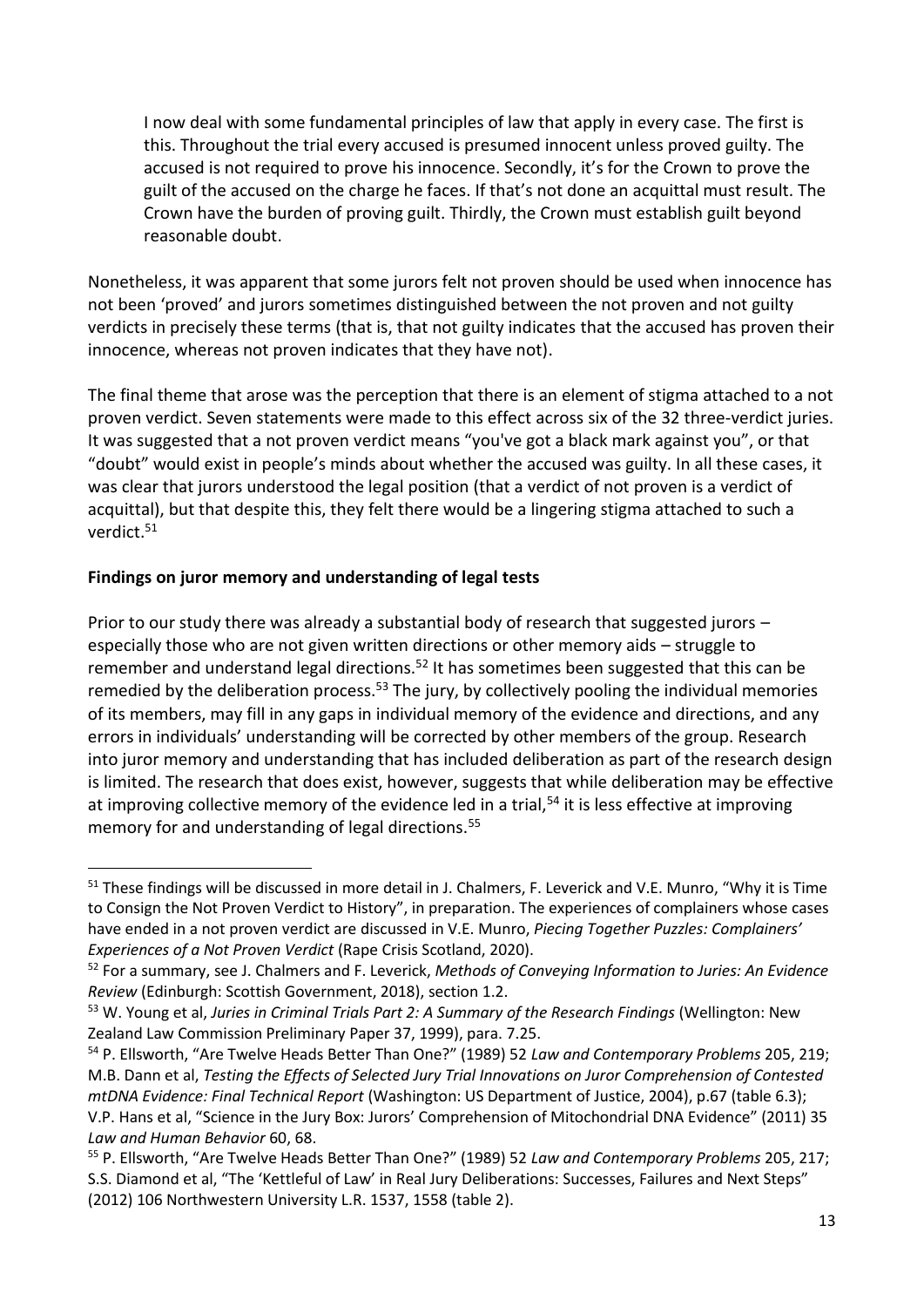> I now deal with some fundamental principles of law that apply in every case. The first is this. Throughout the trial every accused is presumed innocent unless proved guilty. The accused is not required to prove his innocence. Secondly, it's for the Crown to prove the guilt of the accused on the charge he faces. If that's not done an acquittal must result. The Crown have the burden of proving guilt. Thirdly, the Crown must establish guilt beyond reasonable doubt.

Nonetheless, it was apparent that some jurors felt not proven should be used when innocence has not been 'proved' and jurors sometimes distinguished between the not proven and not guilty verdicts in precisely these terms (that is, that not guilty indicates that the accused has proven their innocence, whereas not proven indicates that they have not).

The final theme that arose was the perception that there is an element of stigma attached to a not proven verdict. Seven statements were made to this effect across six of the 32 three-verdict juries. It was suggested that a not proven verdict means "you've got a black mark against you", or that "doubt" would exist in people's minds about whether the accused was guilty. In all these cases, it was clear that jurors understood the legal position (that a verdict of not proven is a verdict of acquittal), but that despite this, they felt there would be a lingering stigma attached to such a verdict.[51]

**Findings on juror memory and understanding of legal tests**

Prior to our study there was already a substantial body of research that suggested jurors – especially those who are not given written directions or other memory aids – struggle to remember and understand legal directions.[52] It has sometimes been suggested that this can be remedied by the deliberation process.[53] The jury, by collectively pooling the individual memories of its members, may fill in any gaps in individual memory of the evidence and directions, and any errors in individuals' understanding will be corrected by other members of the group. Research into juror memory and understanding that has included deliberation as part of the research design is limited. The research that does exist, however, suggests that while deliberation may be effective at improving collective memory of the evidence led in a trial,[54] it is less effective at improving memory for and understanding of legal directions.[55]

---

[51] These findings will be discussed in more detail in J. Chalmers, F. Leverick and V.E. Munro, "Why it is Time to Consign the Not Proven Verdict to History", in preparation. The experiences of complainers whose cases have ended in a not proven verdict are discussed in V.E. Munro, *Piecing Together Puzzles: Complainers' Experiences of a Not Proven Verdict* (Rape Crisis Scotland, 2020).

[52] For a summary, see J. Chalmers and F. Leverick, *Methods of Conveying Information to Juries: An Evidence Review* (Edinburgh: Scottish Government, 2018), section 1.2.

[53] W. Young et al, *Juries in Criminal Trials Part 2: A Summary of the Research Findings* (Wellington: New Zealand Law Commission Preliminary Paper 37, 1999), para. 7.25.

[54] P. Ellsworth, "Are Twelve Heads Better Than One?" (1989) 52 *Law and Contemporary Problems* 205, 219; M.B. Dann et al, *Testing the Effects of Selected Jury Trial Innovations on Juror Comprehension of Contested mtDNA Evidence: Final Technical Report* (Washington: US Department of Justice, 2004), p.67 (table 6.3); V.P. Hans et al, "Science in the Jury Box: Jurors' Comprehension of Mitochondrial DNA Evidence" (2011) 35 *Law and Human Behavior* 60, 68.

[55] P. Ellsworth, "Are Twelve Heads Better Than One?" (1989) 52 *Law and Contemporary Problems* 205, 217; S.S. Diamond et al, "The 'Kettleful of Law' in Real Jury Deliberations: Successes, Failures and Next Steps" (2012) 106 Northwestern University L.R. 1537, 1558 (table 2).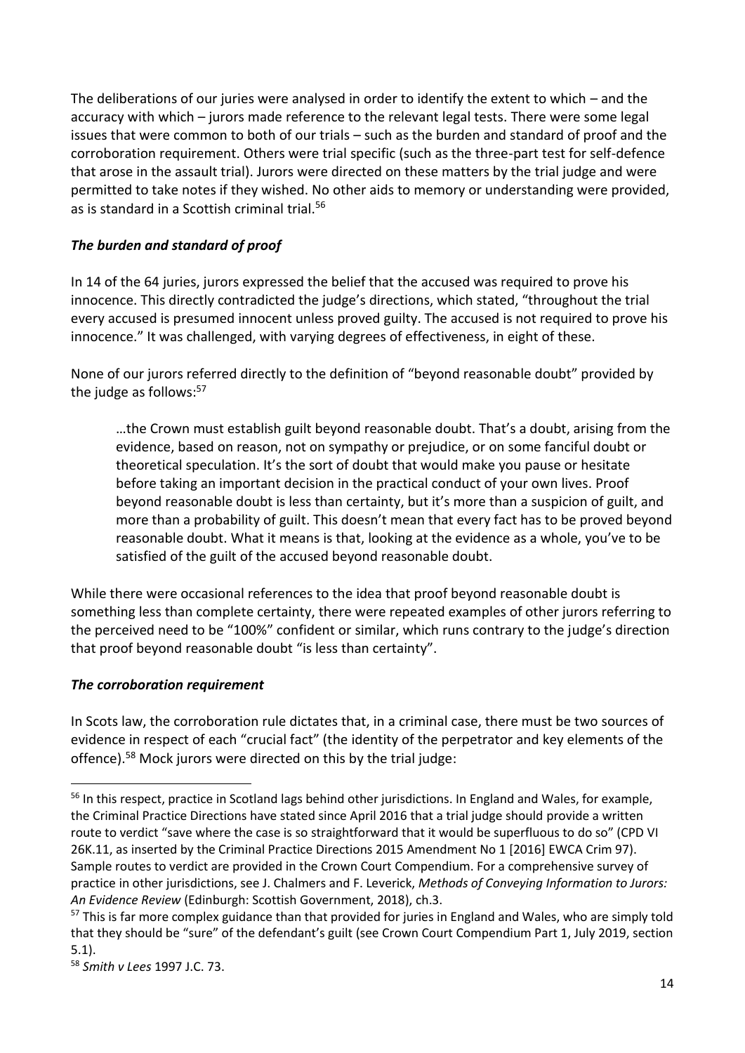The deliberations of our juries were analysed in order to identify the extent to which – and the accuracy with which – jurors made reference to the relevant legal tests. There were some legal issues that were common to both of our trials – such as the burden and standard of proof and the corroboration requirement. Others were trial specific (such as the three-part test for self-defence that arose in the assault trial). Jurors were directed on these matters by the trial judge and were permitted to take notes if they wished. No other aids to memory or understanding were provided, as is standard in a Scottish criminal trial.[56]

### *The burden and standard of proof*

In 14 of the 64 juries, jurors expressed the belief that the accused was required to prove his innocence. This directly contradicted the judge's directions, which stated, "throughout the trial every accused is presumed innocent unless proved guilty. The accused is not required to prove his innocence." It was challenged, with varying degrees of effectiveness, in eight of these.

None of our jurors referred directly to the definition of "beyond reasonable doubt" provided by the judge as follows:[57]

> …the Crown must establish guilt beyond reasonable doubt. That's a doubt, arising from the evidence, based on reason, not on sympathy or prejudice, or on some fanciful doubt or theoretical speculation. It's the sort of doubt that would make you pause or hesitate before taking an important decision in the practical conduct of your own lives. Proof beyond reasonable doubt is less than certainty, but it's more than a suspicion of guilt, and more than a probability of guilt. This doesn't mean that every fact has to be proved beyond reasonable doubt. What it means is that, looking at the evidence as a whole, you've to be satisfied of the guilt of the accused beyond reasonable doubt.

While there were occasional references to the idea that proof beyond reasonable doubt is something less than complete certainty, there were repeated examples of other jurors referring to the perceived need to be "100%" confident or similar, which runs contrary to the judge's direction that proof beyond reasonable doubt "is less than certainty".

### *The corroboration requirement*

In Scots law, the corroboration rule dictates that, in a criminal case, there must be two sources of evidence in respect of each "crucial fact" (the identity of the perpetrator and key elements of the offence).[58] Mock jurors were directed on this by the trial judge:

---

[56] In this respect, practice in Scotland lags behind other jurisdictions. In England and Wales, for example, the Criminal Practice Directions have stated since April 2016 that a trial judge should provide a written route to verdict "save where the case is so straightforward that it would be superfluous to do so" (CPD VI 26K.11, as inserted by the Criminal Practice Directions 2015 Amendment No 1 [2016] EWCA Crim 97). Sample routes to verdict are provided in the Crown Court Compendium. For a comprehensive survey of practice in other jurisdictions, see J. Chalmers and F. Leverick, *Methods of Conveying Information to Jurors: An Evidence Review* (Edinburgh: Scottish Government, 2018), ch.3.

[57] This is far more complex guidance than that provided for juries in England and Wales, who are simply told that they should be "sure" of the defendant's guilt (see Crown Court Compendium Part 1, July 2019, section 5.1).

[58] *Smith v Lees* 1997 J.C. 73.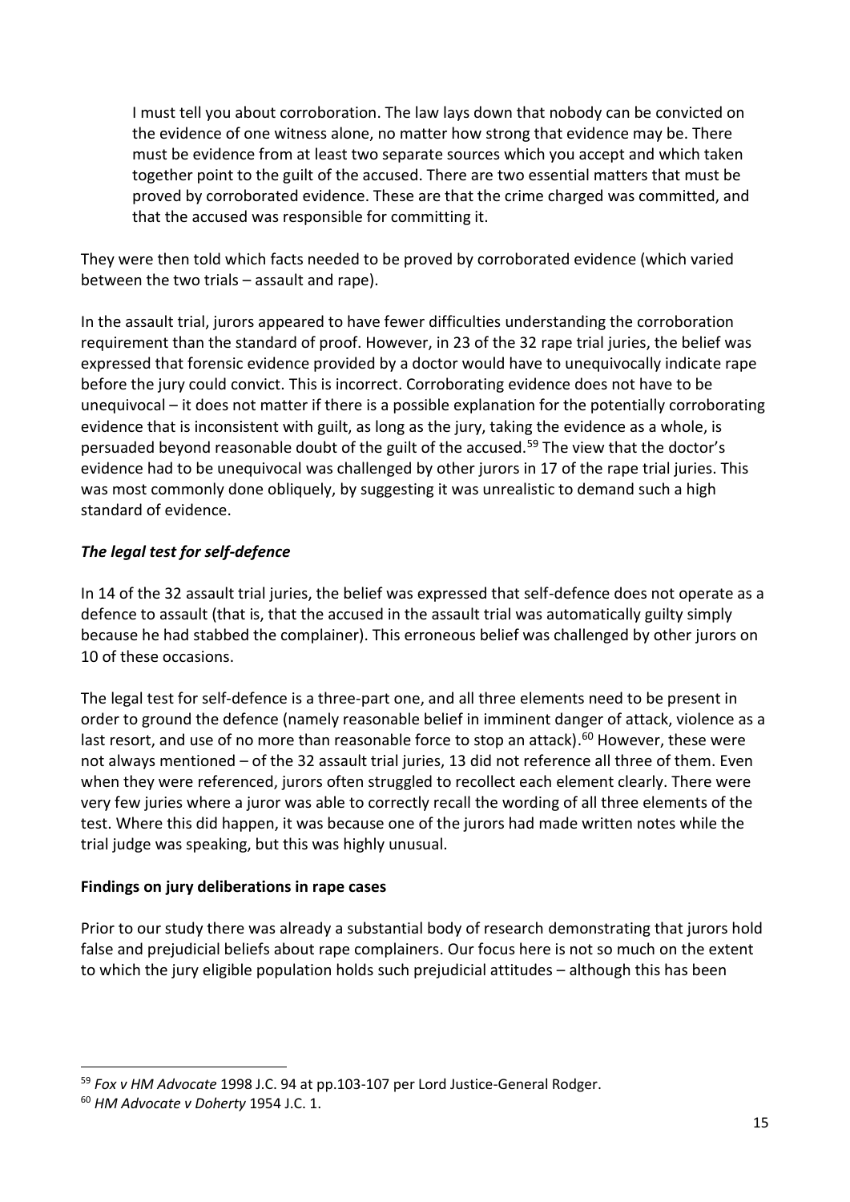> I must tell you about corroboration. The law lays down that nobody can be convicted on the evidence of one witness alone, no matter how strong that evidence may be. There must be evidence from at least two separate sources which you accept and which taken together point to the guilt of the accused. There are two essential matters that must be proved by corroborated evidence. These are that the crime charged was committed, and that the accused was responsible for committing it.

They were then told which facts needed to be proved by corroborated evidence (which varied between the two trials – assault and rape).

In the assault trial, jurors appeared to have fewer difficulties understanding the corroboration requirement than the standard of proof. However, in 23 of the 32 rape trial juries, the belief was expressed that forensic evidence provided by a doctor would have to unequivocally indicate rape before the jury could convict. This is incorrect. Corroborating evidence does not have to be unequivocal – it does not matter if there is a possible explanation for the potentially corroborating evidence that is inconsistent with guilt, as long as the jury, taking the evidence as a whole, is persuaded beyond reasonable doubt of the guilt of the accused.[59] The view that the doctor's evidence had to be unequivocal was challenged by other jurors in 17 of the rape trial juries. This was most commonly done obliquely, by suggesting it was unrealistic to demand such a high standard of evidence.

### *The legal test for self-defence*

In 14 of the 32 assault trial juries, the belief was expressed that self-defence does not operate as a defence to assault (that is, that the accused in the assault trial was automatically guilty simply because he had stabbed the complainer). This erroneous belief was challenged by other jurors on 10 of these occasions.

The legal test for self-defence is a three-part one, and all three elements need to be present in order to ground the defence (namely reasonable belief in imminent danger of attack, violence as a last resort, and use of no more than reasonable force to stop an attack).[60] However, these were not always mentioned – of the 32 assault trial juries, 13 did not reference all three of them. Even when they were referenced, jurors often struggled to recollect each element clearly. There were very few juries where a juror was able to correctly recall the wording of all three elements of the test. Where this did happen, it was because one of the jurors had made written notes while the trial judge was speaking, but this was highly unusual.

## Findings on jury deliberations in rape cases

Prior to our study there was already a substantial body of research demonstrating that jurors hold false and prejudicial beliefs about rape complainers. Our focus here is not so much on the extent to which the jury eligible population holds such prejudicial attitudes – although this has been

---

[59] *Fox v HM Advocate* 1998 J.C. 94 at pp.103-107 per Lord Justice-General Rodger.

[60] *HM Advocate v Doherty* 1954 J.C. 1.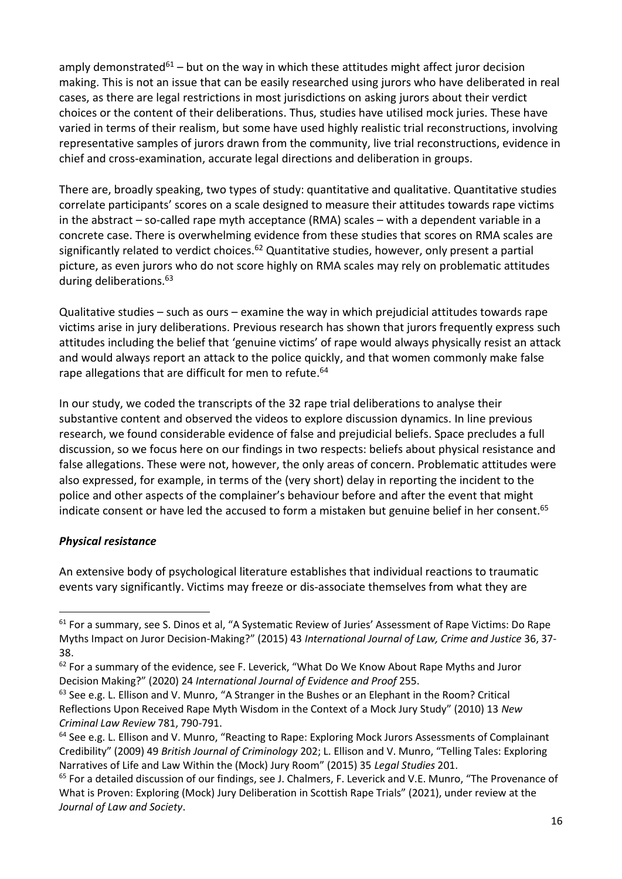amply demonstrated[61] – but on the way in which these attitudes might affect juror decision making. This is not an issue that can be easily researched using jurors who have deliberated in real cases, as there are legal restrictions in most jurisdictions on asking jurors about their verdict choices or the content of their deliberations. Thus, studies have utilised mock juries. These have varied in terms of their realism, but some have used highly realistic trial reconstructions, involving representative samples of jurors drawn from the community, live trial reconstructions, evidence in chief and cross-examination, accurate legal directions and deliberation in groups.

There are, broadly speaking, two types of study: quantitative and qualitative. Quantitative studies correlate participants' scores on a scale designed to measure their attitudes towards rape victims in the abstract – so-called rape myth acceptance (RMA) scales – with a dependent variable in a concrete case. There is overwhelming evidence from these studies that scores on RMA scales are significantly related to verdict choices.[62] Quantitative studies, however, only present a partial picture, as even jurors who do not score highly on RMA scales may rely on problematic attitudes during deliberations.[63]

Qualitative studies – such as ours – examine the way in which prejudicial attitudes towards rape victims arise in jury deliberations. Previous research has shown that jurors frequently express such attitudes including the belief that 'genuine victims' of rape would always physically resist an attack and would always report an attack to the police quickly, and that women commonly make false rape allegations that are difficult for men to refute.[64]

In our study, we coded the transcripts of the 32 rape trial deliberations to analyse their substantive content and observed the videos to explore discussion dynamics. In line previous research, we found considerable evidence of false and prejudicial beliefs. Space precludes a full discussion, so we focus here on our findings in two respects: beliefs about physical resistance and false allegations. These were not, however, the only areas of concern. Problematic attitudes were also expressed, for example, in terms of the (very short) delay in reporting the incident to the police and other aspects of the complainer's behaviour before and after the event that might indicate consent or have led the accused to form a mistaken but genuine belief in her consent.[65]

### *Physical resistance*

An extensive body of psychological literature establishes that individual reactions to traumatic events vary significantly. Victims may freeze or dis-associate themselves from what they are

---

[61] For a summary, see S. Dinos et al, "A Systematic Review of Juries' Assessment of Rape Victims: Do Rape Myths Impact on Juror Decision-Making?" (2015) 43 *International Journal of Law, Crime and Justice* 36, 37-38.

[62] For a summary of the evidence, see F. Leverick, "What Do We Know About Rape Myths and Juror Decision Making?" (2020) 24 *International Journal of Evidence and Proof* 255.

[63] See e.g. L. Ellison and V. Munro, "A Stranger in the Bushes or an Elephant in the Room? Critical Reflections Upon Received Rape Myth Wisdom in the Context of a Mock Jury Study" (2010) 13 *New Criminal Law Review* 781, 790-791.

[64] See e.g. L. Ellison and V. Munro, "Reacting to Rape: Exploring Mock Jurors Assessments of Complainant Credibility" (2009) 49 *British Journal of Criminology* 202; L. Ellison and V. Munro, "Telling Tales: Exploring Narratives of Life and Law Within the (Mock) Jury Room" (2015) 35 *Legal Studies* 201.

[65] For a detailed discussion of our findings, see J. Chalmers, F. Leverick and V.E. Munro, "The Provenance of What is Proven: Exploring (Mock) Jury Deliberation in Scottish Rape Trials" (2021), under review at the *Journal of Law and Society*.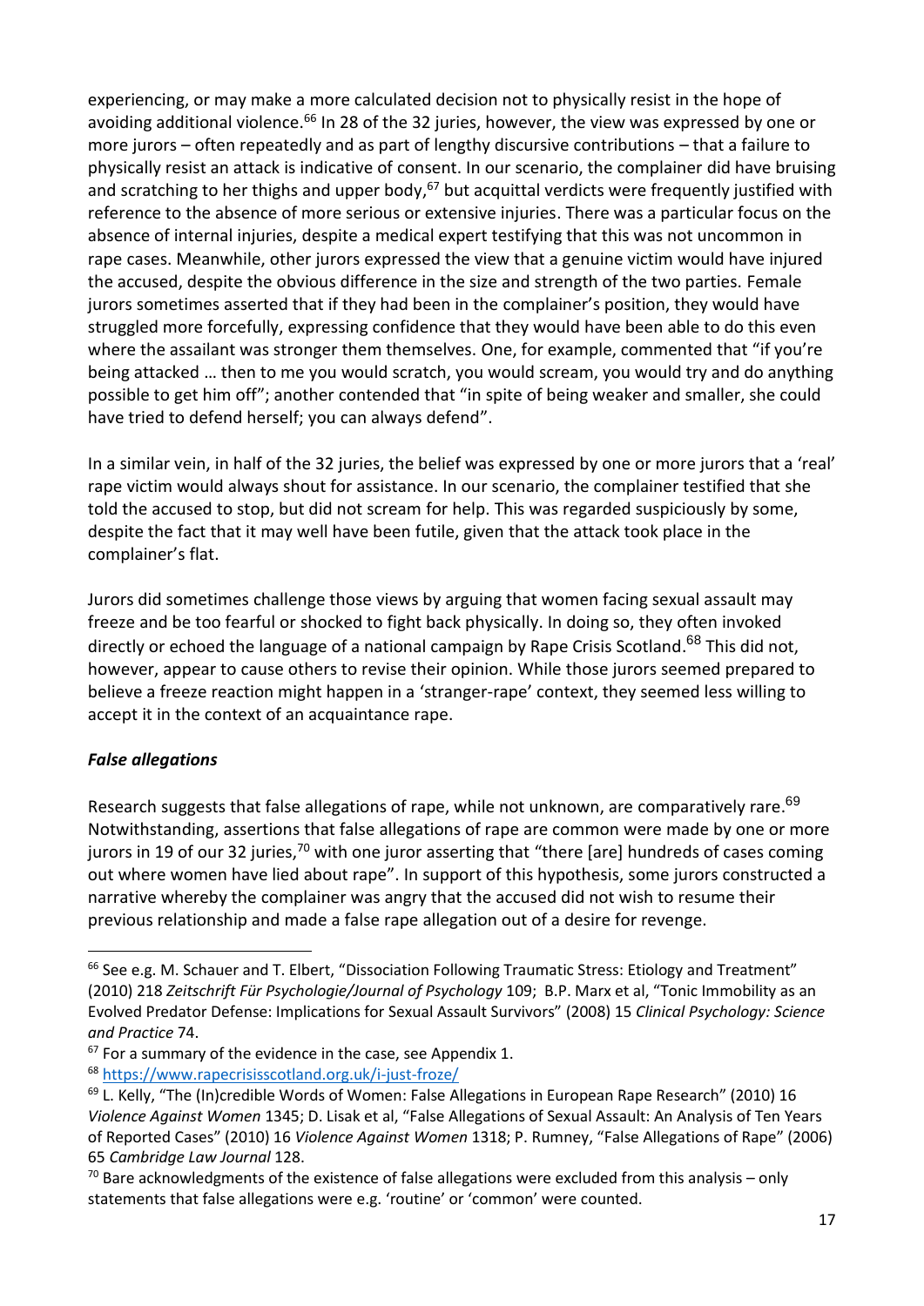experiencing, or may make a more calculated decision not to physically resist in the hope of avoiding additional violence.[66] In 28 of the 32 juries, however, the view was expressed by one or more jurors – often repeatedly and as part of lengthy discursive contributions – that a failure to physically resist an attack is indicative of consent. In our scenario, the complainer did have bruising and scratching to her thighs and upper body,[67] but acquittal verdicts were frequently justified with reference to the absence of more serious or extensive injuries. There was a particular focus on the absence of internal injuries, despite a medical expert testifying that this was not uncommon in rape cases. Meanwhile, other jurors expressed the view that a genuine victim would have injured the accused, despite the obvious difference in the size and strength of the two parties. Female jurors sometimes asserted that if they had been in the complainer's position, they would have struggled more forcefully, expressing confidence that they would have been able to do this even where the assailant was stronger them themselves. One, for example, commented that "if you're being attacked … then to me you would scratch, you would scream, you would try and do anything possible to get him off"; another contended that "in spite of being weaker and smaller, she could have tried to defend herself; you can always defend".

In a similar vein, in half of the 32 juries, the belief was expressed by one or more jurors that a 'real' rape victim would always shout for assistance. In our scenario, the complainer testified that she told the accused to stop, but did not scream for help. This was regarded suspiciously by some, despite the fact that it may well have been futile, given that the attack took place in the complainer's flat.

Jurors did sometimes challenge those views by arguing that women facing sexual assault may freeze and be too fearful or shocked to fight back physically. In doing so, they often invoked directly or echoed the language of a national campaign by Rape Crisis Scotland.[68] This did not, however, appear to cause others to revise their opinion. While those jurors seemed prepared to believe a freeze reaction might happen in a 'stranger-rape' context, they seemed less willing to accept it in the context of an acquaintance rape.

### *False allegations*

Research suggests that false allegations of rape, while not unknown, are comparatively rare.[69] Notwithstanding, assertions that false allegations of rape are common were made by one or more jurors in 19 of our 32 juries,[70] with one juror asserting that "there [are] hundreds of cases coming out where women have lied about rape". In support of this hypothesis, some jurors constructed a narrative whereby the complainer was angry that the accused did not wish to resume their previous relationship and made a false rape allegation out of a desire for revenge.

---

[66] See e.g. M. Schauer and T. Elbert, "Dissociation Following Traumatic Stress: Etiology and Treatment" (2010) 218 *Zeitschrift Für Psychologie/Journal of Psychology* 109; B.P. Marx et al, "Tonic Immobility as an Evolved Predator Defense: Implications for Sexual Assault Survivors" (2008) 15 *Clinical Psychology: Science and Practice* 74.

[67] For a summary of the evidence in the case, see Appendix 1.

[68] https://www.rapecrisisscotland.org.uk/i-just-froze/

[69] L. Kelly, "The (In)credible Words of Women: False Allegations in European Rape Research" (2010) 16 *Violence Against Women* 1345; D. Lisak et al, "False Allegations of Sexual Assault: An Analysis of Ten Years of Reported Cases" (2010) 16 *Violence Against Women* 1318; P. Rumney, "False Allegations of Rape" (2006) 65 *Cambridge Law Journal* 128.

[70] Bare acknowledgments of the existence of false allegations were excluded from this analysis – only statements that false allegations were e.g. 'routine' or 'common' were counted.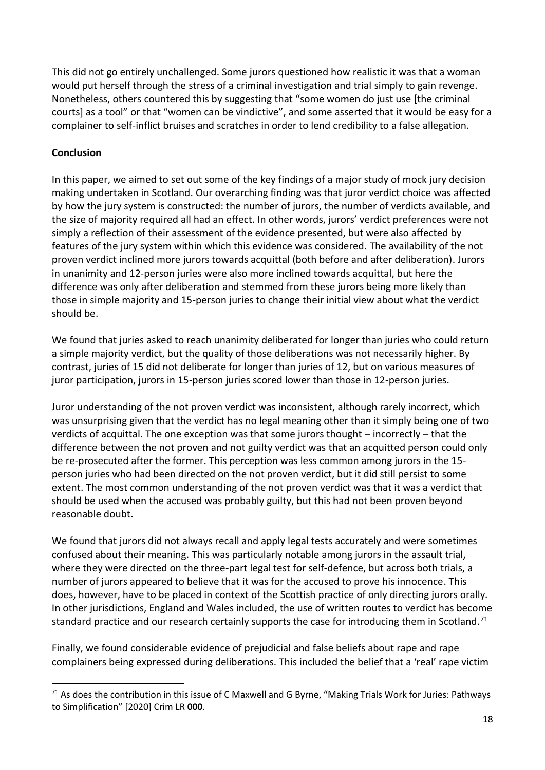This did not go entirely unchallenged. Some jurors questioned how realistic it was that a woman would put herself through the stress of a criminal investigation and trial simply to gain revenge. Nonetheless, others countered this by suggesting that "some women do just use [the criminal courts] as a tool" or that "women can be vindictive", and some asserted that it would be easy for a complainer to self-inflict bruises and scratches in order to lend credibility to a false allegation.

**Conclusion**

In this paper, we aimed to set out some of the key findings of a major study of mock jury decision making undertaken in Scotland. Our overarching finding was that juror verdict choice was affected by how the jury system is constructed: the number of jurors, the number of verdicts available, and the size of majority required all had an effect. In other words, jurors' verdict preferences were not simply a reflection of their assessment of the evidence presented, but were also affected by features of the jury system within which this evidence was considered. The availability of the not proven verdict inclined more jurors towards acquittal (both before and after deliberation). Jurors in unanimity and 12-person juries were also more inclined towards acquittal, but here the difference was only after deliberation and stemmed from these jurors being more likely than those in simple majority and 15-person juries to change their initial view about what the verdict should be.

We found that juries asked to reach unanimity deliberated for longer than juries who could return a simple majority verdict, but the quality of those deliberations was not necessarily higher. By contrast, juries of 15 did not deliberate for longer than juries of 12, but on various measures of juror participation, jurors in 15-person juries scored lower than those in 12-person juries.

Juror understanding of the not proven verdict was inconsistent, although rarely incorrect, which was unsurprising given that the verdict has no legal meaning other than it simply being one of two verdicts of acquittal. The one exception was that some jurors thought – incorrectly – that the difference between the not proven and not guilty verdict was that an acquitted person could only be re-prosecuted after the former. This perception was less common among jurors in the 15-person juries who had been directed on the not proven verdict, but it did still persist to some extent. The most common understanding of the not proven verdict was that it was a verdict that should be used when the accused was probably guilty, but this had not been proven beyond reasonable doubt.

We found that jurors did not always recall and apply legal tests accurately and were sometimes confused about their meaning. This was particularly notable among jurors in the assault trial, where they were directed on the three-part legal test for self-defence, but across both trials, a number of jurors appeared to believe that it was for the accused to prove his innocence. This does, however, have to be placed in context of the Scottish practice of only directing jurors orally. In other jurisdictions, England and Wales included, the use of written routes to verdict has become standard practice and our research certainly supports the case for introducing them in Scotland.[71]

Finally, we found considerable evidence of prejudicial and false beliefs about rape and rape complainers being expressed during deliberations. This included the belief that a 'real' rape victim

[71] As does the contribution in this issue of C Maxwell and G Byrne, "Making Trials Work for Juries: Pathways to Simplification" [2020] Crim LR **000**.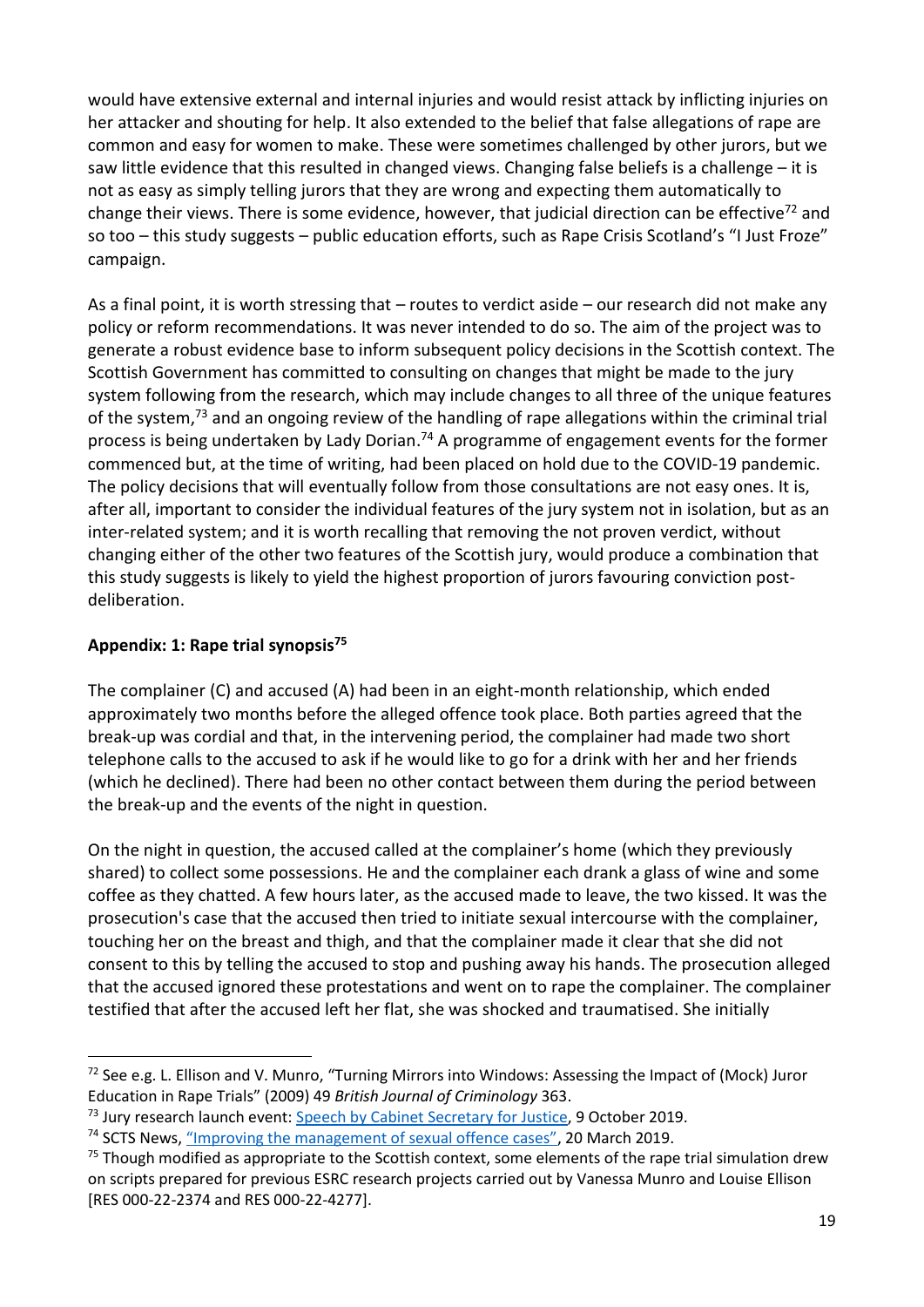would have extensive external and internal injuries and would resist attack by inflicting injuries on her attacker and shouting for help. It also extended to the belief that false allegations of rape are common and easy for women to make. These were sometimes challenged by other jurors, but we saw little evidence that this resulted in changed views. Changing false beliefs is a challenge – it is not as easy as simply telling jurors that they are wrong and expecting them automatically to change their views. There is some evidence, however, that judicial direction can be effective[72] and so too – this study suggests – public education efforts, such as Rape Crisis Scotland's "I Just Froze" campaign.

As a final point, it is worth stressing that – routes to verdict aside – our research did not make any policy or reform recommendations. It was never intended to do so. The aim of the project was to generate a robust evidence base to inform subsequent policy decisions in the Scottish context. The Scottish Government has committed to consulting on changes that might be made to the jury system following from the research, which may include changes to all three of the unique features of the system,[73] and an ongoing review of the handling of rape allegations within the criminal trial process is being undertaken by Lady Dorian.[74] A programme of engagement events for the former commenced but, at the time of writing, had been placed on hold due to the COVID-19 pandemic. The policy decisions that will eventually follow from those consultations are not easy ones. It is, after all, important to consider the individual features of the jury system not in isolation, but as an inter-related system; and it is worth recalling that removing the not proven verdict, without changing either of the other two features of the Scottish jury, would produce a combination that this study suggests is likely to yield the highest proportion of jurors favouring conviction post-deliberation.

## Appendix: 1: Rape trial synopsis[75]

The complainer (C) and accused (A) had been in an eight-month relationship, which ended approximately two months before the alleged offence took place. Both parties agreed that the break-up was cordial and that, in the intervening period, the complainer had made two short telephone calls to the accused to ask if he would like to go for a drink with her and her friends (which he declined). There had been no other contact between them during the period between the break-up and the events of the night in question.

On the night in question, the accused called at the complainer's home (which they previously shared) to collect some possessions. He and the complainer each drank a glass of wine and some coffee as they chatted. A few hours later, as the accused made to leave, the two kissed. It was the prosecution's case that the accused then tried to initiate sexual intercourse with the complainer, touching her on the breast and thigh, and that the complainer made it clear that she did not consent to this by telling the accused to stop and pushing away his hands. The prosecution alleged that the accused ignored these protestations and went on to rape the complainer. The complainer testified that after the accused left her flat, she was shocked and traumatised. She initially

---

[72] See e.g. L. Ellison and V. Munro, "Turning Mirrors into Windows: Assessing the Impact of (Mock) Juror Education in Rape Trials" (2009) 49 *British Journal of Criminology* 363.

[73] Jury research launch event: Speech by Cabinet Secretary for Justice, 9 October 2019.

[74] SCTS News, "Improving the management of sexual offence cases", 20 March 2019.

[75] Though modified as appropriate to the Scottish context, some elements of the rape trial simulation drew on scripts prepared for previous ESRC research projects carried out by Vanessa Munro and Louise Ellison [RES 000-22-2374 and RES 000-22-4277].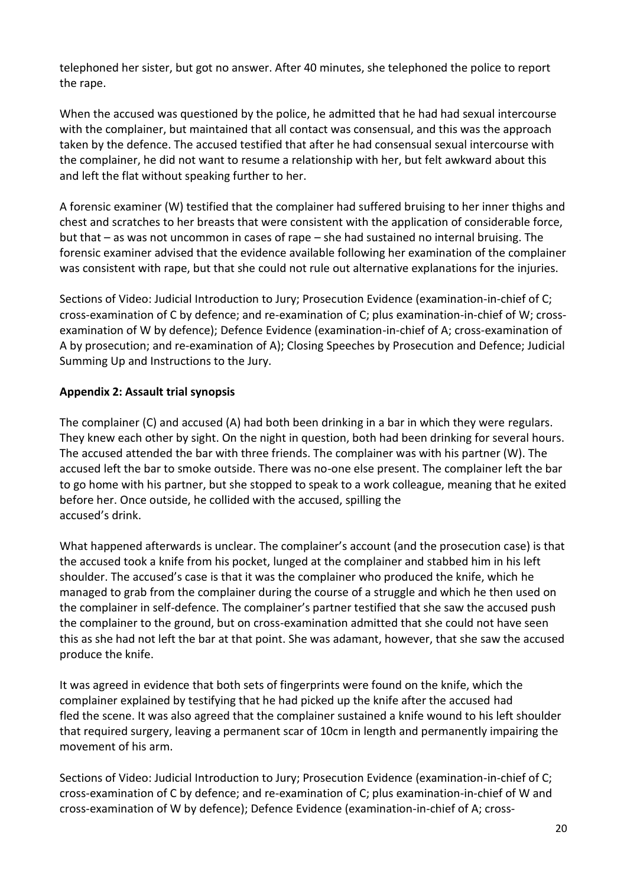telephoned her sister, but got no answer. After 40 minutes, she telephoned the police to report the rape.

When the accused was questioned by the police, he admitted that he had had sexual intercourse with the complainer, but maintained that all contact was consensual, and this was the approach taken by the defence. The accused testified that after he had consensual sexual intercourse with the complainer, he did not want to resume a relationship with her, but felt awkward about this and left the flat without speaking further to her.

A forensic examiner (W) testified that the complainer had suffered bruising to her inner thighs and chest and scratches to her breasts that were consistent with the application of considerable force, but that – as was not uncommon in cases of rape – she had sustained no internal bruising. The forensic examiner advised that the evidence available following her examination of the complainer was consistent with rape, but that she could not rule out alternative explanations for the injuries.

Sections of Video: Judicial Introduction to Jury; Prosecution Evidence (examination-in-chief of C; cross-examination of C by defence; and re-examination of C; plus examination-in-chief of W; cross-examination of W by defence); Defence Evidence (examination-in-chief of A; cross-examination of A by prosecution; and re-examination of A); Closing Speeches by Prosecution and Defence; Judicial Summing Up and Instructions to the Jury.

**Appendix 2: Assault trial synopsis**

The complainer (C) and accused (A) had both been drinking in a bar in which they were regulars. They knew each other by sight. On the night in question, both had been drinking for several hours. The accused attended the bar with three friends. The complainer was with his partner (W). The accused left the bar to smoke outside. There was no-one else present. The complainer left the bar to go home with his partner, but she stopped to speak to a work colleague, meaning that he exited before her. Once outside, he collided with the accused, spilling the accused's drink.

What happened afterwards is unclear. The complainer's account (and the prosecution case) is that the accused took a knife from his pocket, lunged at the complainer and stabbed him in his left shoulder. The accused's case is that it was the complainer who produced the knife, which he managed to grab from the complainer during the course of a struggle and which he then used on the complainer in self-defence. The complainer's partner testified that she saw the accused push the complainer to the ground, but on cross-examination admitted that she could not have seen this as she had not left the bar at that point. She was adamant, however, that she saw the accused produce the knife.

It was agreed in evidence that both sets of fingerprints were found on the knife, which the complainer explained by testifying that he had picked up the knife after the accused had fled the scene. It was also agreed that the complainer sustained a knife wound to his left shoulder that required surgery, leaving a permanent scar of 10cm in length and permanently impairing the movement of his arm.

Sections of Video: Judicial Introduction to Jury; Prosecution Evidence (examination-in-chief of C; cross-examination of C by defence; and re-examination of C; plus examination-in-chief of W and cross-examination of W by defence); Defence Evidence (examination-in-chief of A; cross-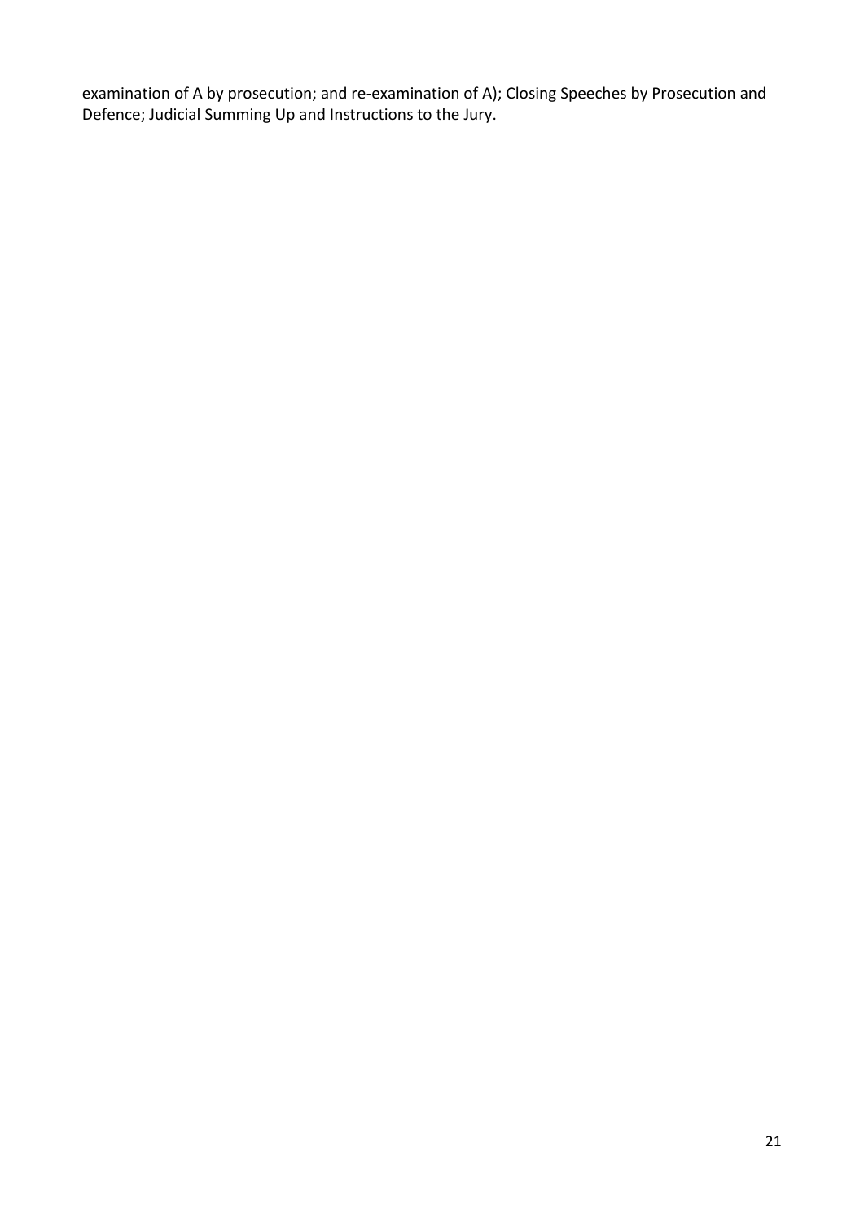examination of A by prosecution; and re-examination of A); Closing Speeches by Prosecution and Defence; Judicial Summing Up and Instructions to the Jury.